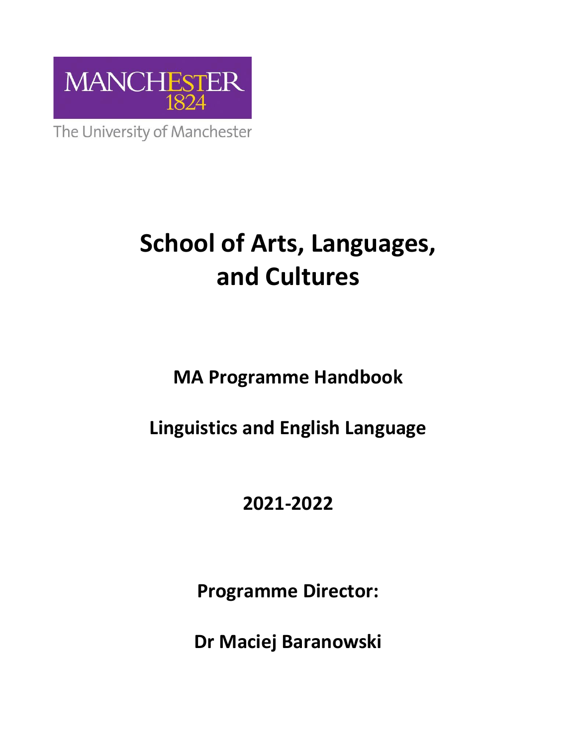MANCHESTER
1824

The University of Manchester

# School of Arts, Languages, and Cultures

## MA Programme Handbook

## Linguistics and English Language

## 2021-2022

**Programme Director:**

**Dr Maciej Baranowski**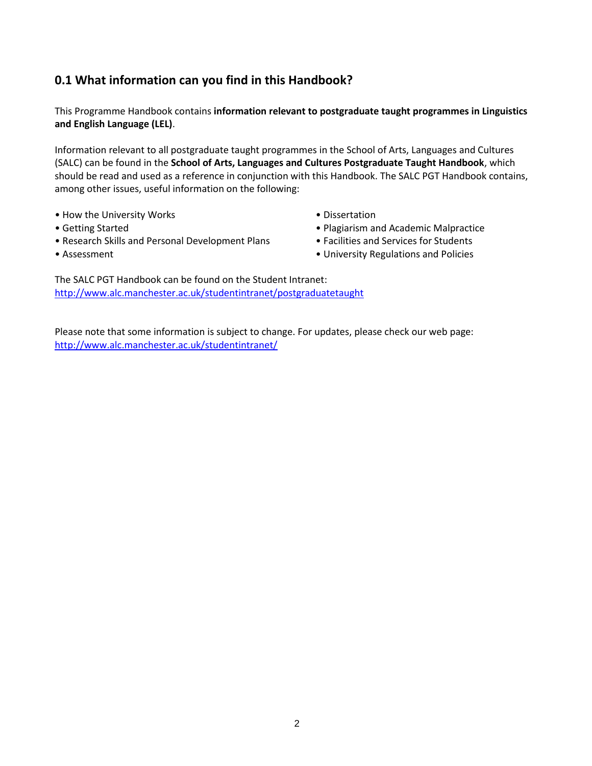## 0.1 What information can you find in this Handbook?

This Programme Handbook contains **information relevant to postgraduate taught programmes in Linguistics and English Language (LEL)**.

Information relevant to all postgraduate taught programmes in the School of Arts, Languages and Cultures (SALC) can be found in the **School of Arts, Languages and Cultures Postgraduate Taught Handbook**, which should be read and used as a reference in conjunction with this Handbook. The SALC PGT Handbook contains, among other issues, useful information on the following:

- How the University Works
- Getting Started
- Research Skills and Personal Development Plans
- Assessment
- Dissertation
- Plagiarism and Academic Malpractice
- Facilities and Services for Students
- University Regulations and Policies

The SALC PGT Handbook can be found on the Student Intranet:
http://www.alc.manchester.ac.uk/studentintranet/postgraduatetaught

Please note that some information is subject to change. For updates, please check our web page:
http://www.alc.manchester.ac.uk/studentintranet/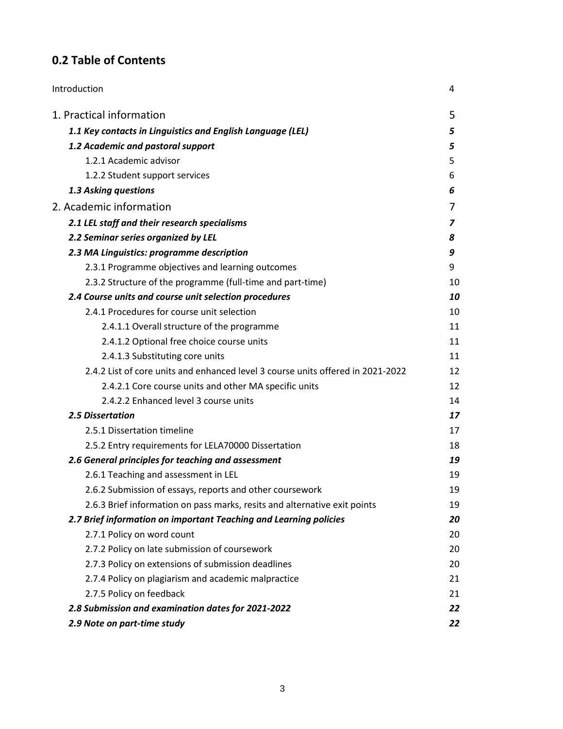## 0.2 Table of Contents

| | |
|---|---|
| Introduction | 4 |
| 1. Practical information | 5 |
| ***1.1 Key contacts in Linguistics and English Language (LEL)*** | ***5*** |
| ***1.2 Academic and pastoral support*** | ***5*** |
| 1.2.1 Academic advisor | 5 |
| 1.2.2 Student support services | 6 |
| ***1.3 Asking questions*** | ***6*** |
| 2. Academic information | 7 |
| ***2.1 LEL staff and their research specialisms*** | ***7*** |
| ***2.2 Seminar series organized by LEL*** | ***8*** |
| ***2.3 MA Linguistics: programme description*** | ***9*** |
| 2.3.1 Programme objectives and learning outcomes | 9 |
| 2.3.2 Structure of the programme (full-time and part-time) | 10 |
| ***2.4 Course units and course unit selection procedures*** | ***10*** |
| 2.4.1 Procedures for course unit selection | 10 |
| 2.4.1.1 Overall structure of the programme | 11 |
| 2.4.1.2 Optional free choice course units | 11 |
| 2.4.1.3 Substituting core units | 11 |
| 2.4.2 List of core units and enhanced level 3 course units offered in 2021-2022 | 12 |
| 2.4.2.1 Core course units and other MA specific units | 12 |
| 2.4.2.2 Enhanced level 3 course units | 14 |
| ***2.5 Dissertation*** | ***17*** |
| 2.5.1 Dissertation timeline | 17 |
| 2.5.2 Entry requirements for LELA70000 Dissertation | 18 |
| ***2.6 General principles for teaching and assessment*** | ***19*** |
| 2.6.1 Teaching and assessment in LEL | 19 |
| 2.6.2 Submission of essays, reports and other coursework | 19 |
| 2.6.3 Brief information on pass marks, resits and alternative exit points | 19 |
| ***2.7 Brief information on important Teaching and Learning policies*** | ***20*** |
| 2.7.1 Policy on word count | 20 |
| 2.7.2 Policy on late submission of coursework | 20 |
| 2.7.3 Policy on extensions of submission deadlines | 20 |
| 2.7.4 Policy on plagiarism and academic malpractice | 21 |
| 2.7.5 Policy on feedback | 21 |
| ***2.8 Submission and examination dates for 2021-2022*** | ***22*** |
| ***2.9 Note on part-time study*** | ***22*** |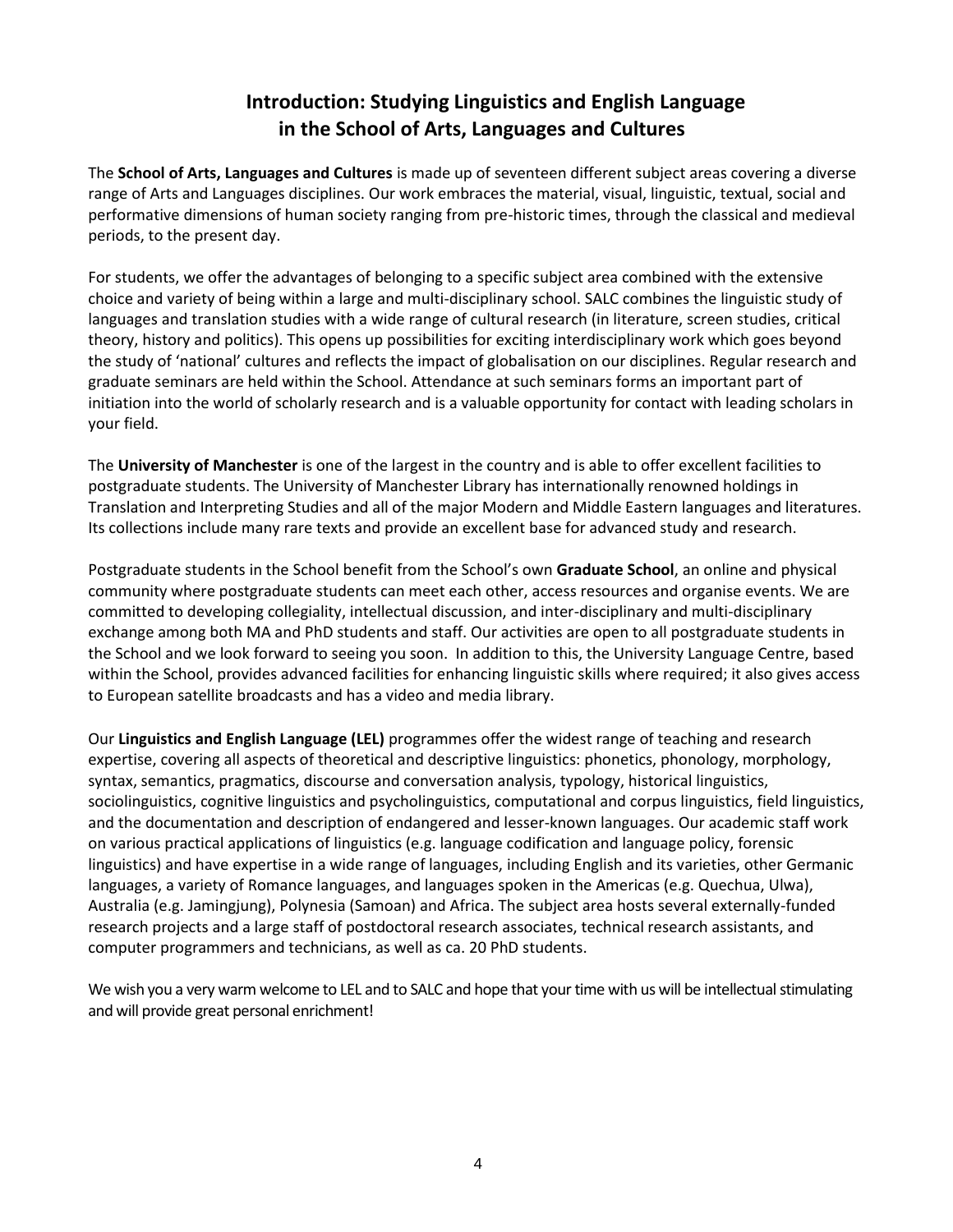# Introduction: Studying Linguistics and English Language in the School of Arts, Languages and Cultures

The **School of Arts, Languages and Cultures** is made up of seventeen different subject areas covering a diverse range of Arts and Languages disciplines. Our work embraces the material, visual, linguistic, textual, social and performative dimensions of human society ranging from pre-historic times, through the classical and medieval periods, to the present day.

For students, we offer the advantages of belonging to a specific subject area combined with the extensive choice and variety of being within a large and multi-disciplinary school. SALC combines the linguistic study of languages and translation studies with a wide range of cultural research (in literature, screen studies, critical theory, history and politics). This opens up possibilities for exciting interdisciplinary work which goes beyond the study of 'national' cultures and reflects the impact of globalisation on our disciplines. Regular research and graduate seminars are held within the School. Attendance at such seminars forms an important part of initiation into the world of scholarly research and is a valuable opportunity for contact with leading scholars in your field.

The **University of Manchester** is one of the largest in the country and is able to offer excellent facilities to postgraduate students. The University of Manchester Library has internationally renowned holdings in Translation and Interpreting Studies and all of the major Modern and Middle Eastern languages and literatures. Its collections include many rare texts and provide an excellent base for advanced study and research.

Postgraduate students in the School benefit from the School's own **Graduate School**, an online and physical community where postgraduate students can meet each other, access resources and organise events. We are committed to developing collegiality, intellectual discussion, and inter-disciplinary and multi-disciplinary exchange among both MA and PhD students and staff. Our activities are open to all postgraduate students in the School and we look forward to seeing you soon. In addition to this, the University Language Centre, based within the School, provides advanced facilities for enhancing linguistic skills where required; it also gives access to European satellite broadcasts and has a video and media library.

Our **Linguistics and English Language (LEL)** programmes offer the widest range of teaching and research expertise, covering all aspects of theoretical and descriptive linguistics: phonetics, phonology, morphology, syntax, semantics, pragmatics, discourse and conversation analysis, typology, historical linguistics, sociolinguistics, cognitive linguistics and psycholinguistics, computational and corpus linguistics, field linguistics, and the documentation and description of endangered and lesser-known languages. Our academic staff work on various practical applications of linguistics (e.g. language codification and language policy, forensic linguistics) and have expertise in a wide range of languages, including English and its varieties, other Germanic languages, a variety of Romance languages, and languages spoken in the Americas (e.g. Quechua, Ulwa), Australia (e.g. Jamingjung), Polynesia (Samoan) and Africa. The subject area hosts several externally-funded research projects and a large staff of postdoctoral research associates, technical research assistants, and computer programmers and technicians, as well as ca. 20 PhD students.

We wish you a very warm welcome to LEL and to SALC and hope that your time with us will be intellectual stimulating and will provide great personal enrichment!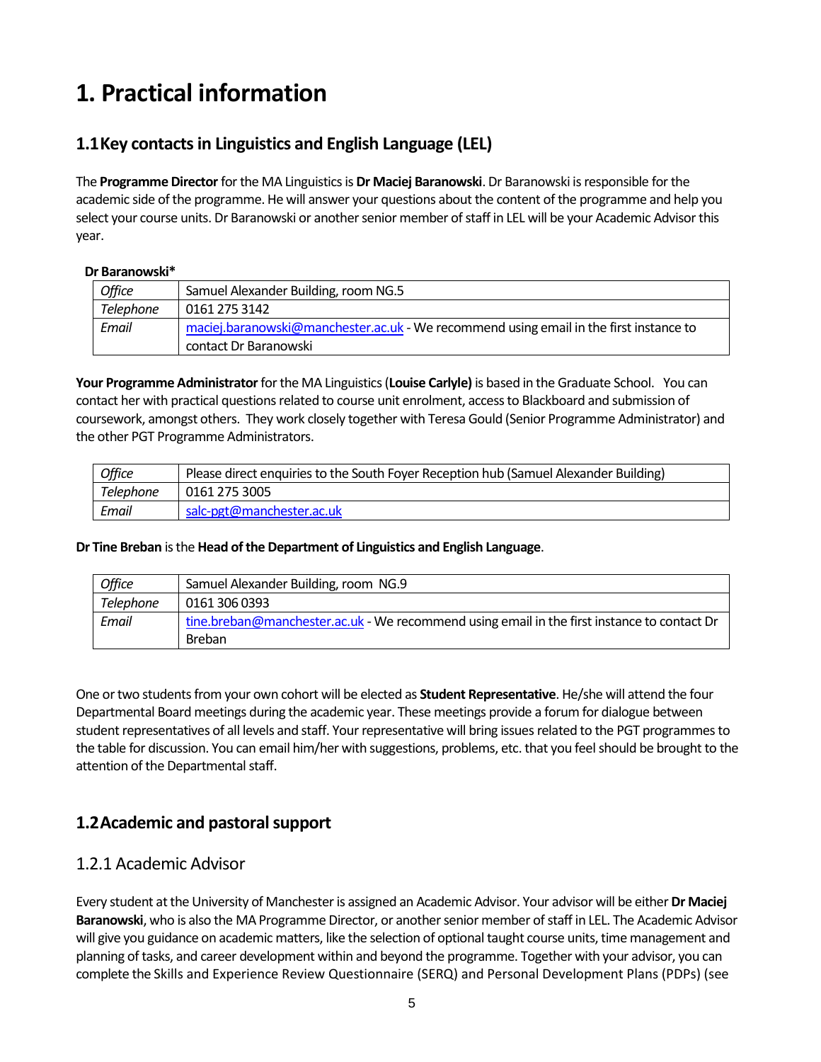# 1. Practical information

## 1.1 Key contacts in Linguistics and English Language (LEL)

The **Programme Director** for the MA Linguistics is **Dr Maciej Baranowski**. Dr Baranowski is responsible for the academic side of the programme. He will answer your questions about the content of the programme and help you select your course units. Dr Baranowski or another senior member of staff in LEL will be your Academic Advisor this year.

**Dr Baranowski***

| | |
|---|---|
| *Office* | Samuel Alexander Building, room NG.5 |
| *Telephone* | 0161 275 3142 |
| *Email* | maciej.baranowski@manchester.ac.uk - We recommend using email in the first instance to contact Dr Baranowski |

**Your Programme Administrator** for the MA Linguistics (**Louise Carlyle)** is based in the Graduate School. You can contact her with practical questions related to course unit enrolment, access to Blackboard and submission of coursework, amongst others. They work closely together with Teresa Gould (Senior Programme Administrator) and the other PGT Programme Administrators.

| | |
|---|---|
| *Office* | Please direct enquiries to the South Foyer Reception hub (Samuel Alexander Building) |
| *Telephone* | 0161 275 3005 |
| *Email* | salc-pgt@manchester.ac.uk |

**Dr Tine Breban** is the **Head of the Department of Linguistics and English Language**.

| | |
|---|---|
| *Office* | Samuel Alexander Building, room NG.9 |
| *Telephone* | 0161 306 0393 |
| *Email* | tine.breban@manchester.ac.uk - We recommend using email in the first instance to contact Dr Breban |

One or two students from your own cohort will be elected as **Student Representative**. He/she will attend the four Departmental Board meetings during the academic year. These meetings provide a forum for dialogue between student representatives of all levels and staff. Your representative will bring issues related to the PGT programmes to the table for discussion. You can email him/her with suggestions, problems, etc. that you feel should be brought to the attention of the Departmental staff.

## 1.2 Academic and pastoral support

### 1.2.1 Academic Advisor

Every student at the University of Manchester is assigned an Academic Advisor. Your advisor will be either **Dr Maciej Baranowski**, who is also the MA Programme Director, or another senior member of staff in LEL. The Academic Advisor will give you guidance on academic matters, like the selection of optional taught course units, time management and planning of tasks, and career development within and beyond the programme. Together with your advisor, you can complete the Skills and Experience Review Questionnaire (SERQ) and Personal Development Plans (PDPs) (see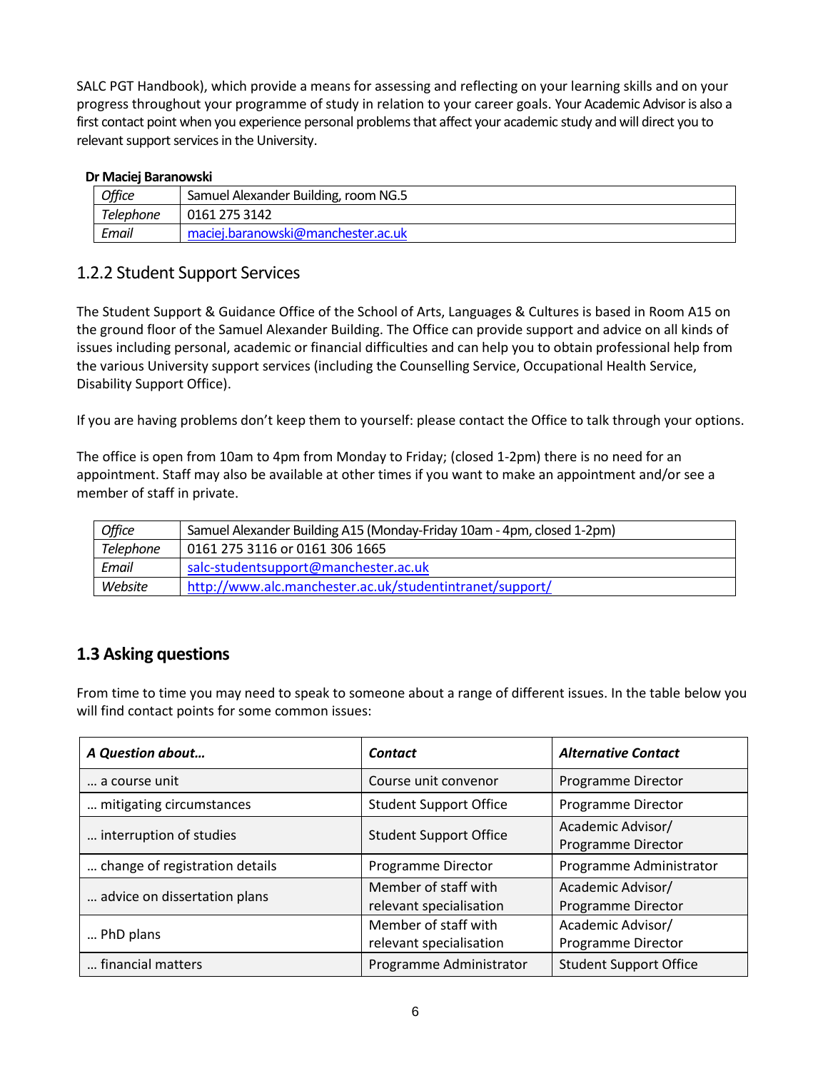SALC PGT Handbook), which provide a means for assessing and reflecting on your learning skills and on your progress throughout your programme of study in relation to your career goals. Your Academic Advisor is also a first contact point when you experience personal problems that affect your academic study and will direct you to relevant support services in the University.

**Dr Maciej Baranowski**

| | |
|---|---|
| *Office* | Samuel Alexander Building, room NG.5 |
| *Telephone* | 0161 275 3142 |
| *Email* | maciej.baranowski@manchester.ac.uk |

### 1.2.2 Student Support Services

The Student Support & Guidance Office of the School of Arts, Languages & Cultures is based in Room A15 on the ground floor of the Samuel Alexander Building. The Office can provide support and advice on all kinds of issues including personal, academic or financial difficulties and can help you to obtain professional help from the various University support services (including the Counselling Service, Occupational Health Service, Disability Support Office).

If you are having problems don't keep them to yourself: please contact the Office to talk through your options.

The office is open from 10am to 4pm from Monday to Friday; (closed 1-2pm) there is no need for an appointment. Staff may also be available at other times if you want to make an appointment and/or see a member of staff in private.

| | |
|---|---|
| *Office* | Samuel Alexander Building A15 (Monday-Friday 10am - 4pm, closed 1-2pm) |
| *Telephone* | 0161 275 3116 or 0161 306 1665 |
| *Email* | salc-studentsupport@manchester.ac.uk |
| *Website* | http://www.alc.manchester.ac.uk/studentintranet/support/ |

## 1.3 Asking questions

From time to time you may need to speak to someone about a range of different issues. In the table below you will find contact points for some common issues:

| ***A Question about…*** | ***Contact*** | ***Alternative Contact*** |
|---|---|---|
| … a course unit | Course unit convenor | Programme Director |
| … mitigating circumstances | Student Support Office | Programme Director |
| … interruption of studies | Student Support Office | Academic Advisor/ Programme Director |
| … change of registration details | Programme Director | Programme Administrator |
| … advice on dissertation plans | Member of staff with relevant specialisation | Academic Advisor/ Programme Director |
| … PhD plans | Member of staff with relevant specialisation | Academic Advisor/ Programme Director |
| … financial matters | Programme Administrator | Student Support Office |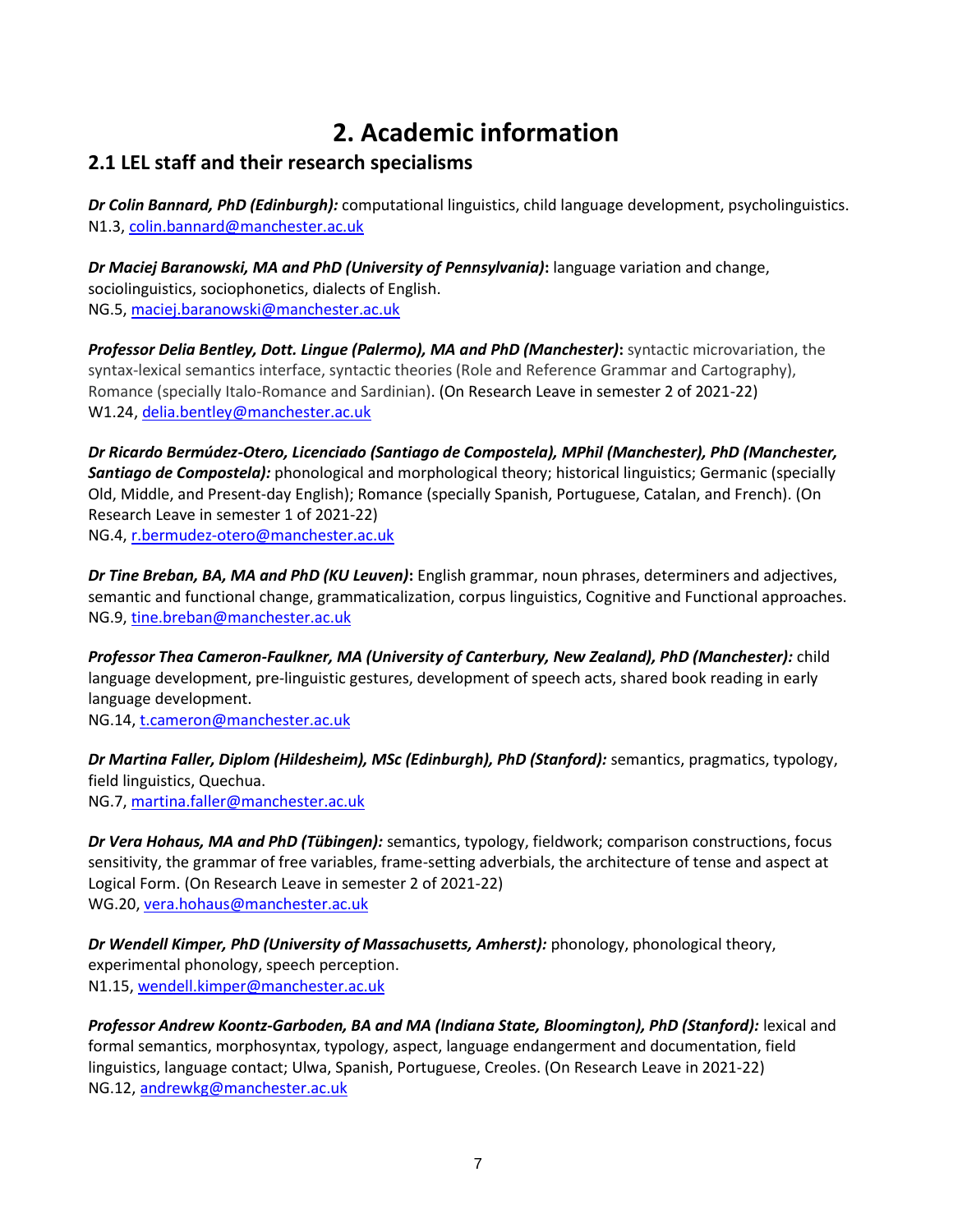# 2. Academic information

## 2.1 LEL staff and their research specialisms

***Dr Colin Bannard, PhD (Edinburgh):*** computational linguistics, child language development, psycholinguistics.
N1.3, colin.bannard@manchester.ac.uk

***Dr Maciej Baranowski, MA and PhD (University of Pennsylvania)*****:** language variation and change, sociolinguistics, sociophonetics, dialects of English.
NG.5, maciej.baranowski@manchester.ac.uk

***Professor Delia Bentley, Dott. Lingue (Palermo), MA and PhD (Manchester)*****:** syntactic microvariation, the syntax-lexical semantics interface, syntactic theories (Role and Reference Grammar and Cartography), Romance (specially Italo-Romance and Sardinian). (On Research Leave in semester 2 of 2021-22)
W1.24, delia.bentley@manchester.ac.uk

***Dr Ricardo Bermúdez-Otero, Licenciado (Santiago de Compostela), MPhil (Manchester), PhD (Manchester, Santiago de Compostela):*** phonological and morphological theory; historical linguistics; Germanic (specially Old, Middle, and Present-day English); Romance (specially Spanish, Portuguese, Catalan, and French). (On Research Leave in semester 1 of 2021-22)
NG.4, r.bermudez-otero@manchester.ac.uk

***Dr Tine Breban, BA, MA and PhD (KU Leuven)*****:** English grammar, noun phrases, determiners and adjectives, semantic and functional change, grammaticalization, corpus linguistics, Cognitive and Functional approaches.
NG.9, tine.breban@manchester.ac.uk

***Professor Thea Cameron-Faulkner, MA (University of Canterbury, New Zealand), PhD (Manchester):*** child language development, pre-linguistic gestures, development of speech acts, shared book reading in early language development.
NG.14, t.cameron@manchester.ac.uk

***Dr Martina Faller, Diplom (Hildesheim), MSc (Edinburgh), PhD (Stanford):*** semantics, pragmatics, typology, field linguistics, Quechua.
NG.7, martina.faller@manchester.ac.uk

***Dr Vera Hohaus, MA and PhD (Tübingen):*** semantics, typology, fieldwork; comparison constructions, focus sensitivity, the grammar of free variables, frame-setting adverbials, the architecture of tense and aspect at Logical Form. (On Research Leave in semester 2 of 2021-22)
WG.20, vera.hohaus@manchester.ac.uk

***Dr Wendell Kimper, PhD (University of Massachusetts, Amherst):*** phonology, phonological theory, experimental phonology, speech perception.
N1.15, wendell.kimper@manchester.ac.uk

***Professor Andrew Koontz-Garboden, BA and MA (Indiana State, Bloomington), PhD (Stanford):*** lexical and formal semantics, morphosyntax, typology, aspect, language endangerment and documentation, field linguistics, language contact; Ulwa, Spanish, Portuguese, Creoles. (On Research Leave in 2021-22)
NG.12, andrewkg@manchester.ac.uk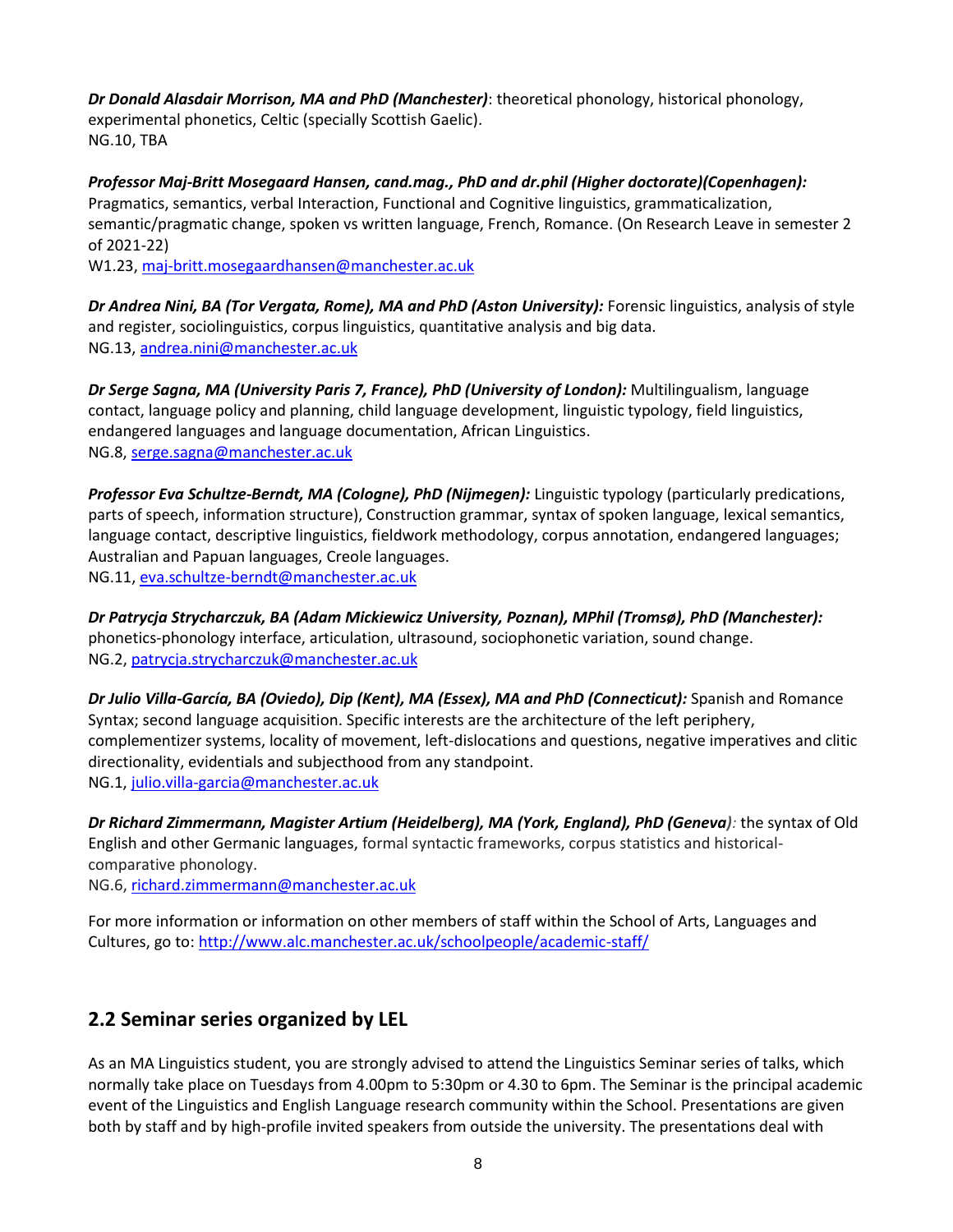***Dr Donald Alasdair Morrison, MA and PhD (Manchester)***: theoretical phonology, historical phonology, experimental phonetics, Celtic (specially Scottish Gaelic).
NG.10, TBA

***Professor Maj-Britt Mosegaard Hansen, cand.mag., PhD and dr.phil (Higher doctorate)(Copenhagen):*** Pragmatics, semantics, verbal Interaction, Functional and Cognitive linguistics, grammaticalization, semantic/pragmatic change, spoken vs written language, French, Romance. (On Research Leave in semester 2 of 2021-22)
W1.23, maj-britt.mosegaardhansen@manchester.ac.uk

***Dr Andrea Nini, BA (Tor Vergata, Rome), MA and PhD (Aston University):*** Forensic linguistics, analysis of style and register, sociolinguistics, corpus linguistics, quantitative analysis and big data.
NG.13, andrea.nini@manchester.ac.uk

***Dr Serge Sagna, MA (University Paris 7, France), PhD (University of London):*** Multilingualism, language contact, language policy and planning, child language development, linguistic typology, field linguistics, endangered languages and language documentation, African Linguistics.
NG.8, serge.sagna@manchester.ac.uk

***Professor Eva Schultze-Berndt, MA (Cologne), PhD (Nijmegen):*** Linguistic typology (particularly predications, parts of speech, information structure), Construction grammar, syntax of spoken language, lexical semantics, language contact, descriptive linguistics, fieldwork methodology, corpus annotation, endangered languages; Australian and Papuan languages, Creole languages.
NG.11, eva.schultze-berndt@manchester.ac.uk

***Dr Patrycja Strycharczuk, BA (Adam Mickiewicz University, Poznan), MPhil (Tromsø), PhD (Manchester):*** phonetics-phonology interface, articulation, ultrasound, sociophonetic variation, sound change.
NG.2, patrycja.strycharczuk@manchester.ac.uk

***Dr Julio Villa-García, BA (Oviedo), Dip (Kent), MA (Essex), MA and PhD (Connecticut):*** Spanish and Romance Syntax; second language acquisition. Specific interests are the architecture of the left periphery, complementizer systems, locality of movement, left-dislocations and questions, negative imperatives and clitic directionality, evidentials and subjecthood from any standpoint.
NG.1, julio.villa-garcia@manchester.ac.uk

***Dr Richard Zimmermann, Magister Artium (Heidelberg), MA (York, England), PhD (Geneva):*** the syntax of Old English and other Germanic languages, formal syntactic frameworks, corpus statistics and historical-comparative phonology.
NG.6, richard.zimmermann@manchester.ac.uk

For more information or information on other members of staff within the School of Arts, Languages and Cultures, go to: http://www.alc.manchester.ac.uk/schoolpeople/academic-staff/

## 2.2 Seminar series organized by LEL

As an MA Linguistics student, you are strongly advised to attend the Linguistics Seminar series of talks, which normally take place on Tuesdays from 4.00pm to 5:30pm or 4.30 to 6pm. The Seminar is the principal academic event of the Linguistics and English Language research community within the School. Presentations are given both by staff and by high-profile invited speakers from outside the university. The presentations deal with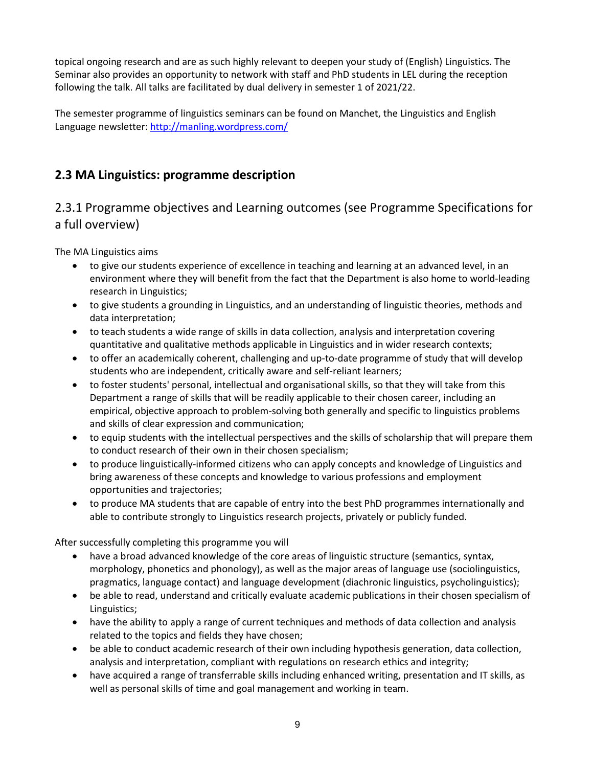topical ongoing research and are as such highly relevant to deepen your study of (English) Linguistics. The Seminar also provides an opportunity to network with staff and PhD students in LEL during the reception following the talk. All talks are facilitated by dual delivery in semester 1 of 2021/22.

The semester programme of linguistics seminars can be found on Manchet, the Linguistics and English Language newsletter: [http://manling.wordpress.com/](http://manling.wordpress.com/)

## 2.3 MA Linguistics: programme description

### 2.3.1 Programme objectives and Learning outcomes (see Programme Specifications for a full overview)

The MA Linguistics aims

- to give our students experience of excellence in teaching and learning at an advanced level, in an environment where they will benefit from the fact that the Department is also home to world-leading research in Linguistics;
- to give students a grounding in Linguistics, and an understanding of linguistic theories, methods and data interpretation;
- to teach students a wide range of skills in data collection, analysis and interpretation covering quantitative and qualitative methods applicable in Linguistics and in wider research contexts;
- to offer an academically coherent, challenging and up-to-date programme of study that will develop students who are independent, critically aware and self-reliant learners;
- to foster students' personal, intellectual and organisational skills, so that they will take from this Department a range of skills that will be readily applicable to their chosen career, including an empirical, objective approach to problem-solving both generally and specific to linguistics problems and skills of clear expression and communication;
- to equip students with the intellectual perspectives and the skills of scholarship that will prepare them to conduct research of their own in their chosen specialism;
- to produce linguistically-informed citizens who can apply concepts and knowledge of Linguistics and bring awareness of these concepts and knowledge to various professions and employment opportunities and trajectories;
- to produce MA students that are capable of entry into the best PhD programmes internationally and able to contribute strongly to Linguistics research projects, privately or publicly funded.

After successfully completing this programme you will

- have a broad advanced knowledge of the core areas of linguistic structure (semantics, syntax, morphology, phonetics and phonology), as well as the major areas of language use (sociolinguistics, pragmatics, language contact) and language development (diachronic linguistics, psycholinguistics);
- be able to read, understand and critically evaluate academic publications in their chosen specialism of Linguistics;
- have the ability to apply a range of current techniques and methods of data collection and analysis related to the topics and fields they have chosen;
- be able to conduct academic research of their own including hypothesis generation, data collection, analysis and interpretation, compliant with regulations on research ethics and integrity;
- have acquired a range of transferrable skills including enhanced writing, presentation and IT skills, as well as personal skills of time and goal management and working in team.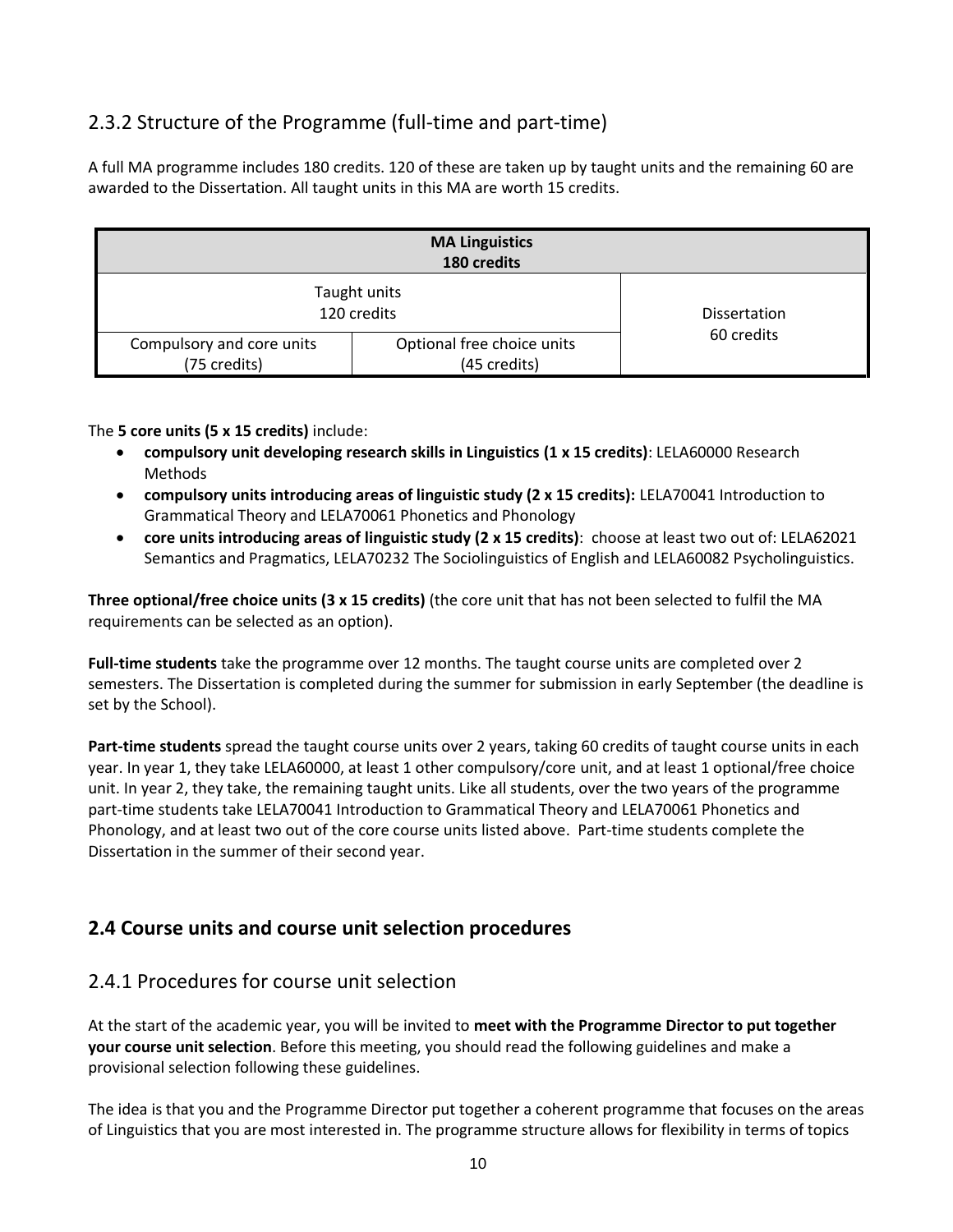## 2.3.2 Structure of the Programme (full-time and part-time)

A full MA programme includes 180 credits. 120 of these are taken up by taught units and the remaining 60 are awarded to the Dissertation. All taught units in this MA are worth 15 credits.

| **MA Linguistics 180 credits** | | |
|---|---|---|
| Taught units 120 credits | | Dissertation 60 credits |
| Compulsory and core units (75 credits) | Optional free choice units (45 credits) | |

The **5 core units (5 x 15 credits)** include:

- **compulsory unit developing research skills in Linguistics (1 x 15 credits)**: LELA60000 Research Methods
- **compulsory units introducing areas of linguistic study (2 x 15 credits):** LELA70041 Introduction to Grammatical Theory and LELA70061 Phonetics and Phonology
- **core units introducing areas of linguistic study (2 x 15 credits)**: choose at least two out of: LELA62021 Semantics and Pragmatics, LELA70232 The Sociolinguistics of English and LELA60082 Psycholinguistics.

**Three optional/free choice units (3 x 15 credits)** (the core unit that has not been selected to fulfil the MA requirements can be selected as an option).

**Full-time students** take the programme over 12 months. The taught course units are completed over 2 semesters. The Dissertation is completed during the summer for submission in early September (the deadline is set by the School).

**Part-time students** spread the taught course units over 2 years, taking 60 credits of taught course units in each year. In year 1, they take LELA60000, at least 1 other compulsory/core unit, and at least 1 optional/free choice unit. In year 2, they take, the remaining taught units. Like all students, over the two years of the programme part-time students take LELA70041 Introduction to Grammatical Theory and LELA70061 Phonetics and Phonology, and at least two out of the core course units listed above. Part-time students complete the Dissertation in the summer of their second year.

## 2.4 Course units and course unit selection procedures

### 2.4.1 Procedures for course unit selection

At the start of the academic year, you will be invited to **meet with the Programme Director to put together your course unit selection**. Before this meeting, you should read the following guidelines and make a provisional selection following these guidelines.

The idea is that you and the Programme Director put together a coherent programme that focuses on the areas of Linguistics that you are most interested in. The programme structure allows for flexibility in terms of topics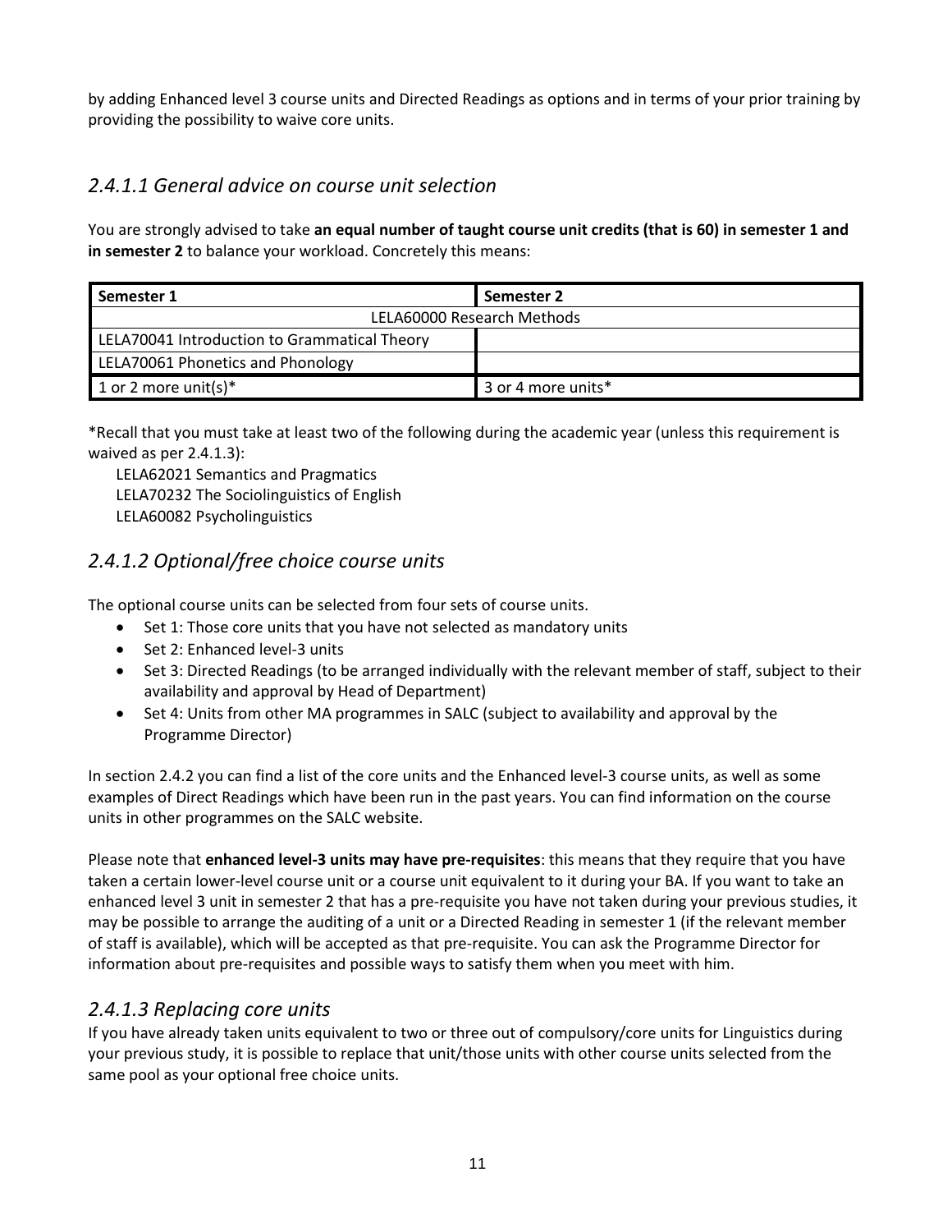by adding Enhanced level 3 course units and Directed Readings as options and in terms of your prior training by providing the possibility to waive core units.

### *2.4.1.1 General advice on course unit selection*

You are strongly advised to take **an equal number of taught course unit credits (that is 60) in semester 1 and in semester 2** to balance your workload. Concretely this means:

| **Semester 1** | **Semester 2** |
|---|---|
| LELA60000 Research Methods | |
| LELA70041 Introduction to Grammatical Theory | |
| LELA70061 Phonetics and Phonology | |
| 1 or 2 more unit(s)* | 3 or 4 more units* |

*Recall that you must take at least two of the following during the academic year (unless this requirement is waived as per 2.4.1.3):

LELA62021 Semantics and Pragmatics
LELA70232 The Sociolinguistics of English
LELA60082 Psycholinguistics

### *2.4.1.2 Optional/free choice course units*

The optional course units can be selected from four sets of course units.

- Set 1: Those core units that you have not selected as mandatory units
- Set 2: Enhanced level-3 units
- Set 3: Directed Readings (to be arranged individually with the relevant member of staff, subject to their availability and approval by Head of Department)
- Set 4: Units from other MA programmes in SALC (subject to availability and approval by the Programme Director)

In section 2.4.2 you can find a list of the core units and the Enhanced level-3 course units, as well as some examples of Direct Readings which have been run in the past years. You can find information on the course units in other programmes on the SALC website.

Please note that **enhanced level-3 units may have pre-requisites**: this means that they require that you have taken a certain lower-level course unit or a course unit equivalent to it during your BA. If you want to take an enhanced level 3 unit in semester 2 that has a pre-requisite you have not taken during your previous studies, it may be possible to arrange the auditing of a unit or a Directed Reading in semester 1 (if the relevant member of staff is available), which will be accepted as that pre-requisite. You can ask the Programme Director for information about pre-requisites and possible ways to satisfy them when you meet with him.

### *2.4.1.3 Replacing core units*

If you have already taken units equivalent to two or three out of compulsory/core units for Linguistics during your previous study, it is possible to replace that unit/those units with other course units selected from the same pool as your optional free choice units.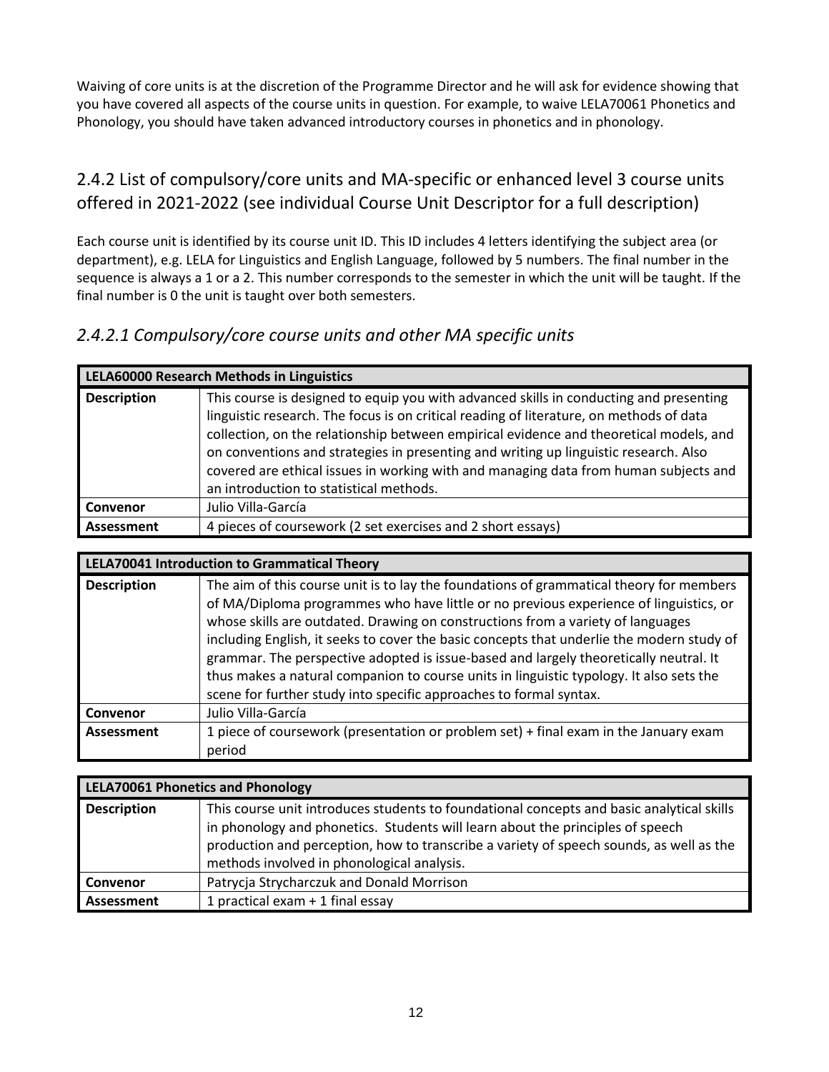Waiving of core units is at the discretion of the Programme Director and he will ask for evidence showing that you have covered all aspects of the course units in question. For example, to waive LELA70061 Phonetics and Phonology, you should have taken advanced introductory courses in phonetics and in phonology.

## 2.4.2 List of compulsory/core units and MA-specific or enhanced level 3 course units offered in 2021-2022 (see individual Course Unit Descriptor for a full description)

Each course unit is identified by its course unit ID. This ID includes 4 letters identifying the subject area (or department), e.g. LELA for Linguistics and English Language, followed by 5 numbers. The final number in the sequence is always a 1 or a 2. This number corresponds to the semester in which the unit will be taught. If the final number is 0 the unit is taught over both semesters.

### *2.4.2.1 Compulsory/core course units and other MA specific units*

| **LELA60000 Research Methods in Linguistics** | |
|---|---|
| **Description** | This course is designed to equip you with advanced skills in conducting and presenting linguistic research. The focus is on critical reading of literature, on methods of data collection, on the relationship between empirical evidence and theoretical models, and on conventions and strategies in presenting and writing up linguistic research. Also covered are ethical issues in working with and managing data from human subjects and an introduction to statistical methods. |
| **Convenor** | Julio Villa-García |
| **Assessment** | 4 pieces of coursework (2 set exercises and 2 short essays) |

| **LELA70041 Introduction to Grammatical Theory** | |
|---|---|
| **Description** | The aim of this course unit is to lay the foundations of grammatical theory for members of MA/Diploma programmes who have little or no previous experience of linguistics, or whose skills are outdated. Drawing on constructions from a variety of languages including English, it seeks to cover the basic concepts that underlie the modern study of grammar. The perspective adopted is issue-based and largely theoretically neutral. It thus makes a natural companion to course units in linguistic typology. It also sets the scene for further study into specific approaches to formal syntax. |
| **Convenor** | Julio Villa-García |
| **Assessment** | 1 piece of coursework (presentation or problem set) + final exam in the January exam period |

| **LELA70061 Phonetics and Phonology** | |
|---|---|
| **Description** | This course unit introduces students to foundational concepts and basic analytical skills in phonology and phonetics. Students will learn about the principles of speech production and perception, how to transcribe a variety of speech sounds, as well as the methods involved in phonological analysis. |
| **Convenor** | Patrycja Strycharczuk and Donald Morrison |
| **Assessment** | 1 practical exam + 1 final essay |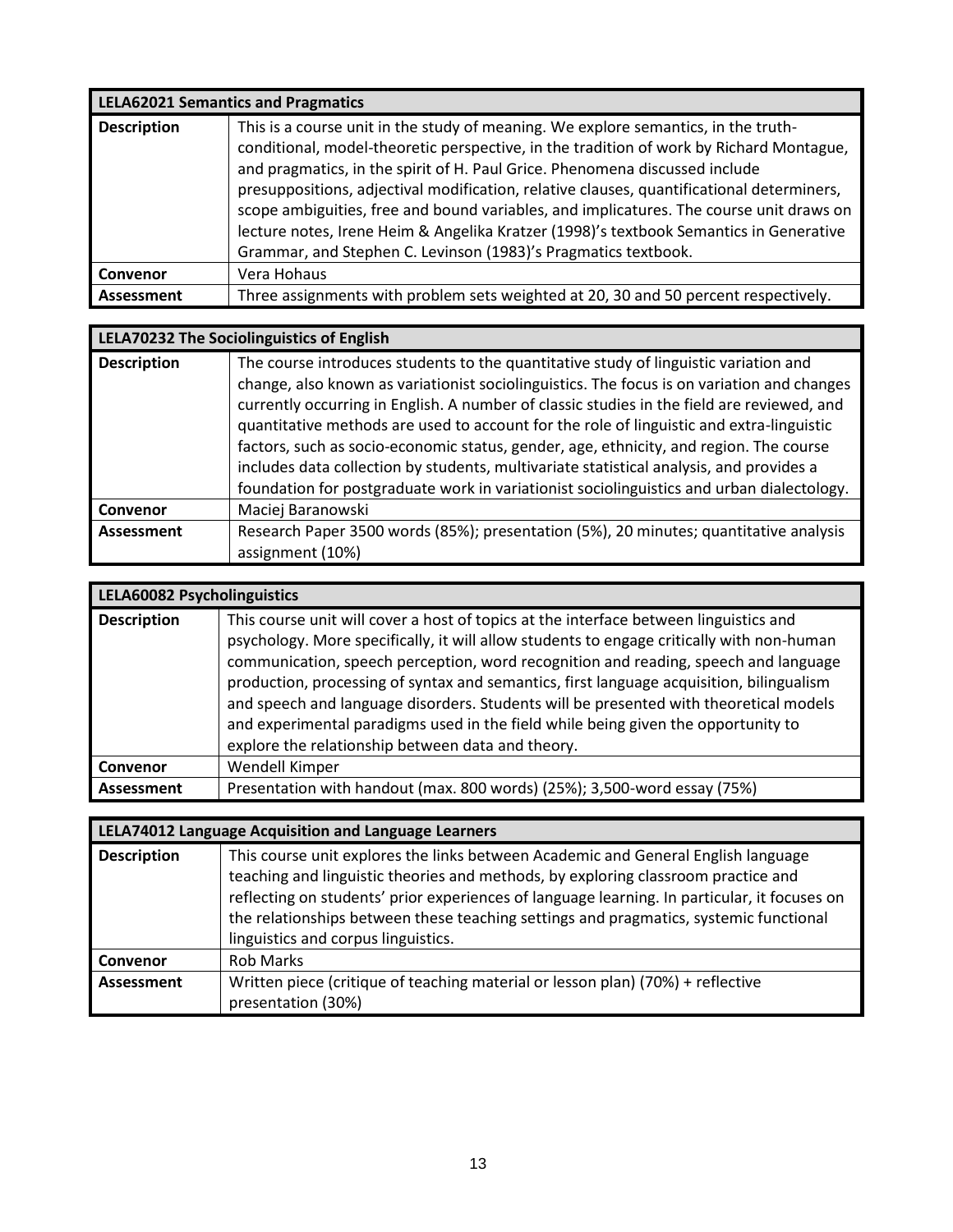| LELA62021 Semantics and Pragmatics | |
|---|---|
| **Description** | This is a course unit in the study of meaning. We explore semantics, in the truth-conditional, model-theoretic perspective, in the tradition of work by Richard Montague, and pragmatics, in the spirit of H. Paul Grice. Phenomena discussed include presuppositions, adjectival modification, relative clauses, quantificational determiners, scope ambiguities, free and bound variables, and implicatures. The course unit draws on lecture notes, Irene Heim & Angelika Kratzer (1998)'s textbook Semantics in Generative Grammar, and Stephen C. Levinson (1983)'s Pragmatics textbook. |
| **Convenor** | Vera Hohaus |
| **Assessment** | Three assignments with problem sets weighted at 20, 30 and 50 percent respectively. |

| LELA70232 The Sociolinguistics of English | |
|---|---|
| **Description** | The course introduces students to the quantitative study of linguistic variation and change, also known as variationist sociolinguistics. The focus is on variation and changes currently occurring in English. A number of classic studies in the field are reviewed, and quantitative methods are used to account for the role of linguistic and extra-linguistic factors, such as socio-economic status, gender, age, ethnicity, and region. The course includes data collection by students, multivariate statistical analysis, and provides a foundation for postgraduate work in variationist sociolinguistics and urban dialectology. |
| **Convenor** | Maciej Baranowski |
| **Assessment** | Research Paper 3500 words (85%); presentation (5%), 20 minutes; quantitative analysis assignment (10%) |

| LELA60082 Psycholinguistics | |
|---|---|
| **Description** | This course unit will cover a host of topics at the interface between linguistics and psychology. More specifically, it will allow students to engage critically with non-human communication, speech perception, word recognition and reading, speech and language production, processing of syntax and semantics, first language acquisition, bilingualism and speech and language disorders. Students will be presented with theoretical models and experimental paradigms used in the field while being given the opportunity to explore the relationship between data and theory. |
| **Convenor** | Wendell Kimper |
| **Assessment** | Presentation with handout (max. 800 words) (25%); 3,500-word essay (75%) |

| LELA74012 Language Acquisition and Language Learners | |
|---|---|
| **Description** | This course unit explores the links between Academic and General English language teaching and linguistic theories and methods, by exploring classroom practice and reflecting on students' prior experiences of language learning. In particular, it focuses on the relationships between these teaching settings and pragmatics, systemic functional linguistics and corpus linguistics. |
| **Convenor** | Rob Marks |
| **Assessment** | Written piece (critique of teaching material or lesson plan) (70%) + reflective presentation (30%) |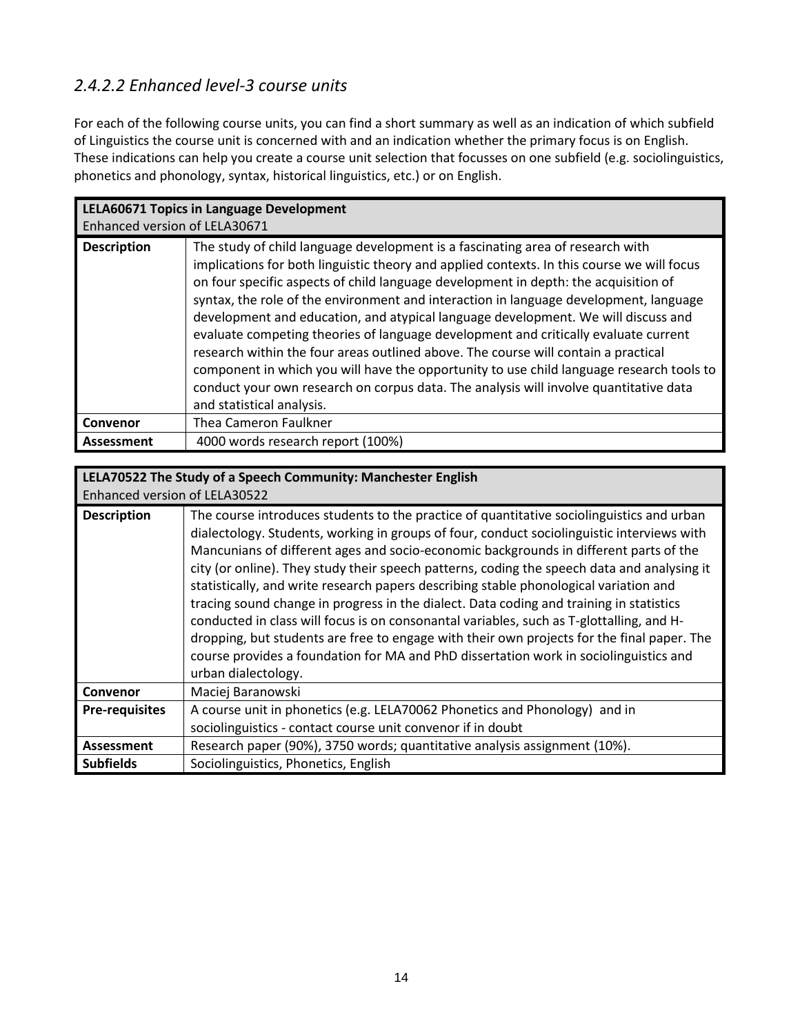### *2.4.2.2 Enhanced level-3 course units*

For each of the following course units, you can find a short summary as well as an indication of which subfield of Linguistics the course unit is concerned with and an indication whether the primary focus is on English. These indications can help you create a course unit selection that focusses on one subfield (e.g. sociolinguistics, phonetics and phonology, syntax, historical linguistics, etc.) or on English.

| **LELA60671 Topics in Language Development**<br>Enhanced version of LELA30671 | |
|---|---|
| **Description** | The study of child language development is a fascinating area of research with implications for both linguistic theory and applied contexts. In this course we will focus on four specific aspects of child language development in depth: the acquisition of syntax, the role of the environment and interaction in language development, language development and education, and atypical language development. We will discuss and evaluate competing theories of language development and critically evaluate current research within the four areas outlined above. The course will contain a practical component in which you will have the opportunity to use child language research tools to conduct your own research on corpus data. The analysis will involve quantitative data and statistical analysis. |
| **Convenor** | Thea Cameron Faulkner |
| **Assessment** | 4000 words research report (100%) |

| **LELA70522 The Study of a Speech Community: Manchester English**<br>Enhanced version of LELA30522 | |
|---|---|
| **Description** | The course introduces students to the practice of quantitative sociolinguistics and urban dialectology. Students, working in groups of four, conduct sociolinguistic interviews with Mancunians of different ages and socio-economic backgrounds in different parts of the city (or online). They study their speech patterns, coding the speech data and analysing it statistically, and write research papers describing stable phonological variation and tracing sound change in progress in the dialect. Data coding and training in statistics conducted in class will focus is on consonantal variables, such as T-glottalling, and H-dropping, but students are free to engage with their own projects for the final paper. The course provides a foundation for MA and PhD dissertation work in sociolinguistics and urban dialectology. |
| **Convenor** | Maciej Baranowski |
| **Pre-requisites** | A course unit in phonetics (e.g. LELA70062 Phonetics and Phonology) and in sociolinguistics - contact course unit convenor if in doubt |
| **Assessment** | Research paper (90%), 3750 words; quantitative analysis assignment (10%). |
| **Subfields** | Sociolinguistics, Phonetics, English |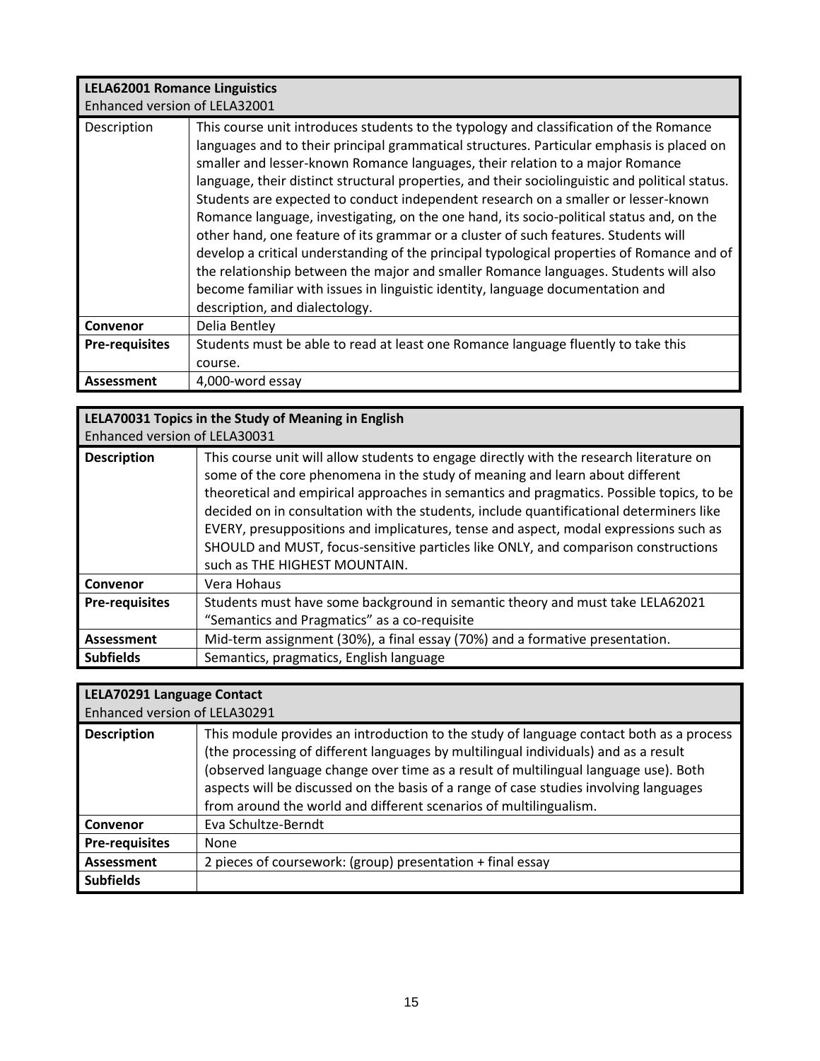| **LELA62001 Romance Linguistics**<br>Enhanced version of LELA32001 | |
|---|---|
| Description | This course unit introduces students to the typology and classification of the Romance languages and to their principal grammatical structures. Particular emphasis is placed on smaller and lesser-known Romance languages, their relation to a major Romance language, their distinct structural properties, and their sociolinguistic and political status. Students are expected to conduct independent research on a smaller or lesser-known Romance language, investigating, on the one hand, its socio-political status and, on the other hand, one feature of its grammar or a cluster of such features. Students will develop a critical understanding of the principal typological properties of Romance and of the relationship between the major and smaller Romance languages. Students will also become familiar with issues in linguistic identity, language documentation and description, and dialectology. |
| **Convenor** | Delia Bentley |
| **Pre-requisites** | Students must be able to read at least one Romance language fluently to take this course. |
| **Assessment** | 4,000-word essay |

| **LELA70031 Topics in the Study of Meaning in English**<br>Enhanced version of LELA30031 | |
|---|---|
| **Description** | This course unit will allow students to engage directly with the research literature on some of the core phenomena in the study of meaning and learn about different theoretical and empirical approaches in semantics and pragmatics. Possible topics, to be decided on in consultation with the students, include quantificational determiners like EVERY, presuppositions and implicatures, tense and aspect, modal expressions such as SHOULD and MUST, focus-sensitive particles like ONLY, and comparison constructions such as THE HIGHEST MOUNTAIN. |
| **Convenor** | Vera Hohaus |
| **Pre-requisites** | Students must have some background in semantic theory and must take LELA62021 "Semantics and Pragmatics" as a co-requisite |
| **Assessment** | Mid-term assignment (30%), a final essay (70%) and a formative presentation. |
| **Subfields** | Semantics, pragmatics, English language |

| **LELA70291 Language Contact**<br>Enhanced version of LELA30291 | |
|---|---|
| **Description** | This module provides an introduction to the study of language contact both as a process (the processing of different languages by multilingual individuals) and as a result (observed language change over time as a result of multilingual language use). Both aspects will be discussed on the basis of a range of case studies involving languages from around the world and different scenarios of multilingualism. |
| **Convenor** | Eva Schultze-Berndt |
| **Pre-requisites** | None |
| **Assessment** | 2 pieces of coursework: (group) presentation + final essay |
| **Subfields** | |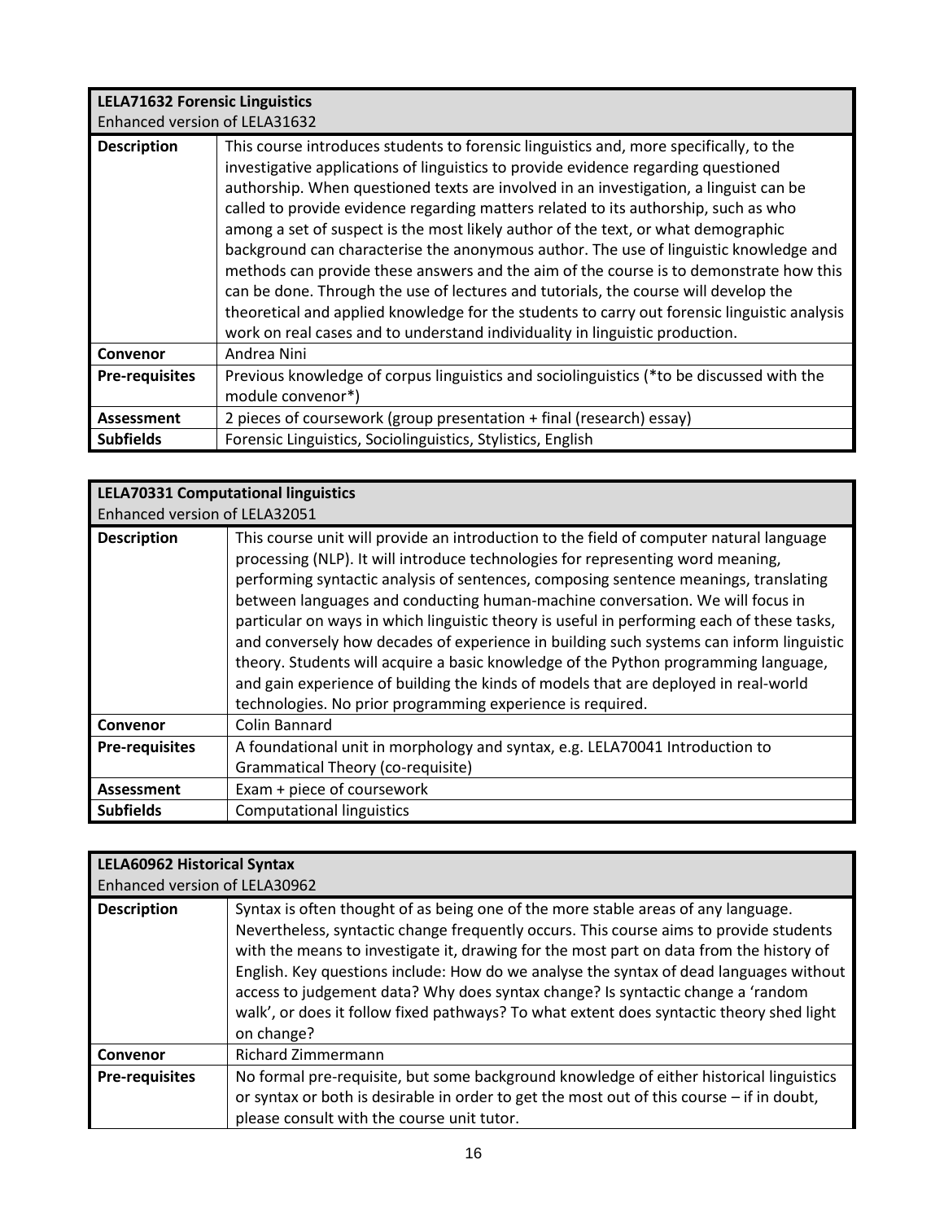| **LELA71632 Forensic Linguistics**<br>Enhanced version of LELA31632 | |
|---|---|
| **Description** | This course introduces students to forensic linguistics and, more specifically, to the investigative applications of linguistics to provide evidence regarding questioned authorship. When questioned texts are involved in an investigation, a linguist can be called to provide evidence regarding matters related to its authorship, such as who among a set of suspect is the most likely author of the text, or what demographic background can characterise the anonymous author. The use of linguistic knowledge and methods can provide these answers and the aim of the course is to demonstrate how this can be done. Through the use of lectures and tutorials, the course will develop the theoretical and applied knowledge for the students to carry out forensic linguistic analysis work on real cases and to understand individuality in linguistic production. |
| **Convenor** | Andrea Nini |
| **Pre-requisites** | Previous knowledge of corpus linguistics and sociolinguistics (*to be discussed with the module convenor*) |
| **Assessment** | 2 pieces of coursework (group presentation + final (research) essay) |
| **Subfields** | Forensic Linguistics, Sociolinguistics, Stylistics, English |

| **LELA70331 Computational linguistics**<br>Enhanced version of LELA32051 | |
|---|---|
| **Description** | This course unit will provide an introduction to the field of computer natural language processing (NLP). It will introduce technologies for representing word meaning, performing syntactic analysis of sentences, composing sentence meanings, translating between languages and conducting human-machine conversation. We will focus in particular on ways in which linguistic theory is useful in performing each of these tasks, and conversely how decades of experience in building such systems can inform linguistic theory. Students will acquire a basic knowledge of the Python programming language, and gain experience of building the kinds of models that are deployed in real-world technologies. No prior programming experience is required. |
| **Convenor** | Colin Bannard |
| **Pre-requisites** | A foundational unit in morphology and syntax, e.g. LELA70041 Introduction to Grammatical Theory (co-requisite) |
| **Assessment** | Exam + piece of coursework |
| **Subfields** | Computational linguistics |

| **LELA60962 Historical Syntax**<br>Enhanced version of LELA30962 | |
|---|---|
| **Description** | Syntax is often thought of as being one of the more stable areas of any language. Nevertheless, syntactic change frequently occurs. This course aims to provide students with the means to investigate it, drawing for the most part on data from the history of English. Key questions include: How do we analyse the syntax of dead languages without access to judgement data? Why does syntax change? Is syntactic change a 'random walk', or does it follow fixed pathways? To what extent does syntactic theory shed light on change? |
| **Convenor** | Richard Zimmermann |
| **Pre-requisites** | No formal pre-requisite, but some background knowledge of either historical linguistics or syntax or both is desirable in order to get the most out of this course – if in doubt, please consult with the course unit tutor. |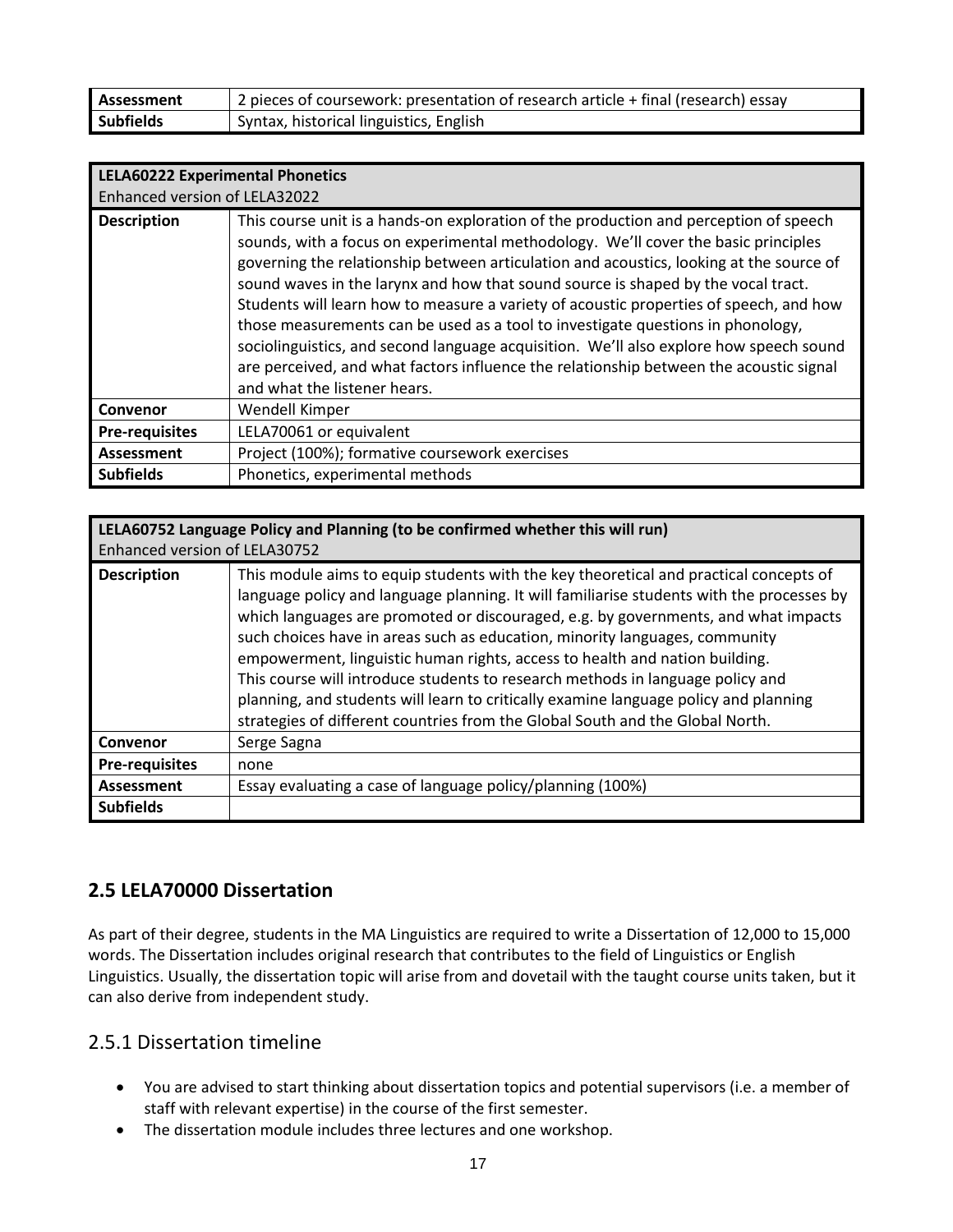| Assessment | 2 pieces of coursework: presentation of research article + final (research) essay |
|---|---|
| Subfields | Syntax, historical linguistics, English |

| LELA60222 Experimental Phonetics<br>Enhanced version of LELA32022 | |
|---|---|
| Description | This course unit is a hands-on exploration of the production and perception of speech sounds, with a focus on experimental methodology. We'll cover the basic principles governing the relationship between articulation and acoustics, looking at the source of sound waves in the larynx and how that sound source is shaped by the vocal tract. Students will learn how to measure a variety of acoustic properties of speech, and how those measurements can be used as a tool to investigate questions in phonology, sociolinguistics, and second language acquisition. We'll also explore how speech sound are perceived, and what factors influence the relationship between the acoustic signal and what the listener hears. |
| Convenor | Wendell Kimper |
| Pre-requisites | LELA70061 or equivalent |
| Assessment | Project (100%); formative coursework exercises |
| Subfields | Phonetics, experimental methods |

| LELA60752 Language Policy and Planning (to be confirmed whether this will run)<br>Enhanced version of LELA30752 | |
|---|---|
| Description | This module aims to equip students with the key theoretical and practical concepts of language policy and language planning. It will familiarise students with the processes by which languages are promoted or discouraged, e.g. by governments, and what impacts such choices have in areas such as education, minority languages, community empowerment, linguistic human rights, access to health and nation building.<br>This course will introduce students to research methods in language policy and planning, and students will learn to critically examine language policy and planning strategies of different countries from the Global South and the Global North. |
| Convenor | Serge Sagna |
| Pre-requisites | none |
| Assessment | Essay evaluating a case of language policy/planning (100%) |
| Subfields | |

## 2.5 LELA70000 Dissertation

As part of their degree, students in the MA Linguistics are required to write a Dissertation of 12,000 to 15,000 words. The Dissertation includes original research that contributes to the field of Linguistics or English Linguistics. Usually, the dissertation topic will arise from and dovetail with the taught course units taken, but it can also derive from independent study.

### 2.5.1 Dissertation timeline

- You are advised to start thinking about dissertation topics and potential supervisors (i.e. a member of staff with relevant expertise) in the course of the first semester.
- The dissertation module includes three lectures and one workshop.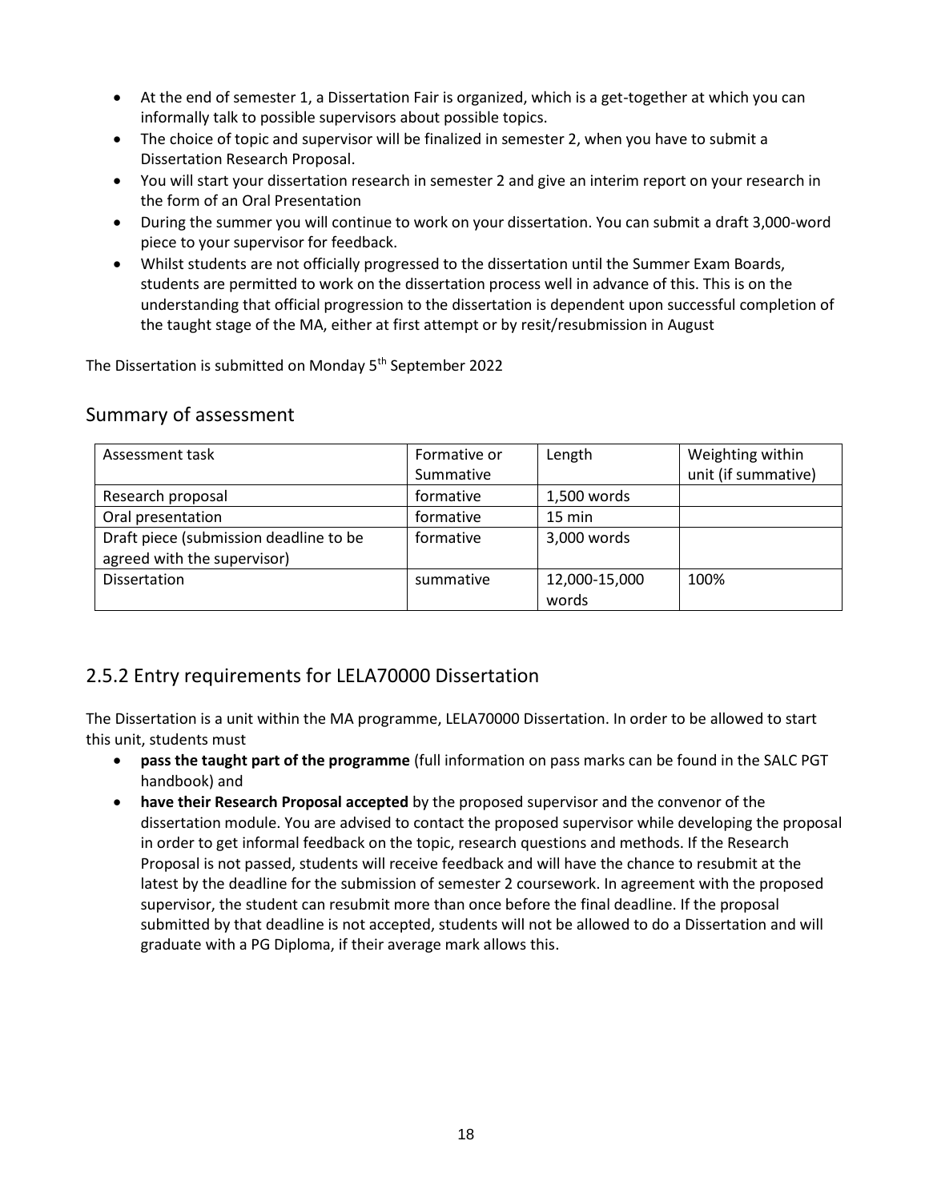- At the end of semester 1, a Dissertation Fair is organized, which is a get-together at which you can informally talk to possible supervisors about possible topics.
- The choice of topic and supervisor will be finalized in semester 2, when you have to submit a Dissertation Research Proposal.
- You will start your dissertation research in semester 2 and give an interim report on your research in the form of an Oral Presentation
- During the summer you will continue to work on your dissertation. You can submit a draft 3,000-word piece to your supervisor for feedback.
- Whilst students are not officially progressed to the dissertation until the Summer Exam Boards, students are permitted to work on the dissertation process well in advance of this. This is on the understanding that official progression to the dissertation is dependent upon successful completion of the taught stage of the MA, either at first attempt or by resit/resubmission in August

The Dissertation is submitted on Monday 5th September 2022

## Summary of assessment

| Assessment task | Formative or Summative | Length | Weighting within unit (if summative) |
|---|---|---|---|
| Research proposal | formative | 1,500 words | |
| Oral presentation | formative | 15 min | |
| Draft piece (submission deadline to be agreed with the supervisor) | formative | 3,000 words | |
| Dissertation | summative | 12,000-15,000 words | 100% |

## 2.5.2 Entry requirements for LELA70000 Dissertation

The Dissertation is a unit within the MA programme, LELA70000 Dissertation. In order to be allowed to start this unit, students must

- **pass the taught part of the programme** (full information on pass marks can be found in the SALC PGT handbook) and
- **have their Research Proposal accepted** by the proposed supervisor and the convenor of the dissertation module. You are advised to contact the proposed supervisor while developing the proposal in order to get informal feedback on the topic, research questions and methods. If the Research Proposal is not passed, students will receive feedback and will have the chance to resubmit at the latest by the deadline for the submission of semester 2 coursework. In agreement with the proposed supervisor, the student can resubmit more than once before the final deadline. If the proposal submitted by that deadline is not accepted, students will not be allowed to do a Dissertation and will graduate with a PG Diploma, if their average mark allows this.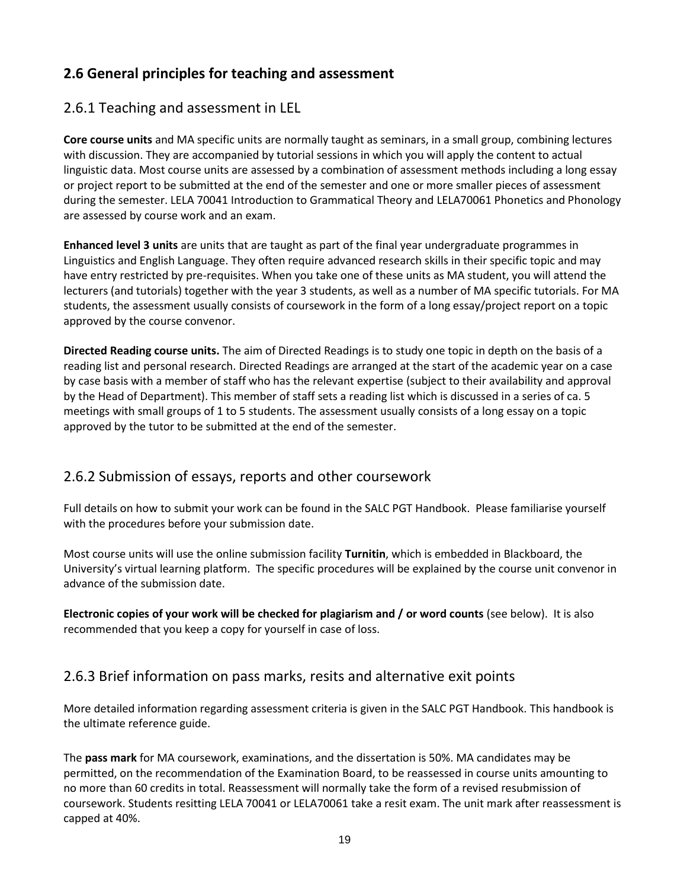## 2.6 General principles for teaching and assessment

### 2.6.1 Teaching and assessment in LEL

**Core course units** and MA specific units are normally taught as seminars, in a small group, combining lectures with discussion. They are accompanied by tutorial sessions in which you will apply the content to actual linguistic data. Most course units are assessed by a combination of assessment methods including a long essay or project report to be submitted at the end of the semester and one or more smaller pieces of assessment during the semester. LELA 70041 Introduction to Grammatical Theory and LELA70061 Phonetics and Phonology are assessed by course work and an exam.

**Enhanced level 3 units** are units that are taught as part of the final year undergraduate programmes in Linguistics and English Language. They often require advanced research skills in their specific topic and may have entry restricted by pre-requisites. When you take one of these units as MA student, you will attend the lecturers (and tutorials) together with the year 3 students, as well as a number of MA specific tutorials. For MA students, the assessment usually consists of coursework in the form of a long essay/project report on a topic approved by the course convenor.

**Directed Reading course units.** The aim of Directed Readings is to study one topic in depth on the basis of a reading list and personal research. Directed Readings are arranged at the start of the academic year on a case by case basis with a member of staff who has the relevant expertise (subject to their availability and approval by the Head of Department). This member of staff sets a reading list which is discussed in a series of ca. 5 meetings with small groups of 1 to 5 students. The assessment usually consists of a long essay on a topic approved by the tutor to be submitted at the end of the semester.

### 2.6.2 Submission of essays, reports and other coursework

Full details on how to submit your work can be found in the SALC PGT Handbook. Please familiarise yourself with the procedures before your submission date.

Most course units will use the online submission facility **Turnitin**, which is embedded in Blackboard, the University's virtual learning platform. The specific procedures will be explained by the course unit convenor in advance of the submission date.

**Electronic copies of your work will be checked for plagiarism and / or word counts** (see below). It is also recommended that you keep a copy for yourself in case of loss.

### 2.6.3 Brief information on pass marks, resits and alternative exit points

More detailed information regarding assessment criteria is given in the SALC PGT Handbook. This handbook is the ultimate reference guide.

The **pass mark** for MA coursework, examinations, and the dissertation is 50%. MA candidates may be permitted, on the recommendation of the Examination Board, to be reassessed in course units amounting to no more than 60 credits in total. Reassessment will normally take the form of a revised resubmission of coursework. Students resitting LELA 70041 or LELA70061 take a resit exam. The unit mark after reassessment is capped at 40%.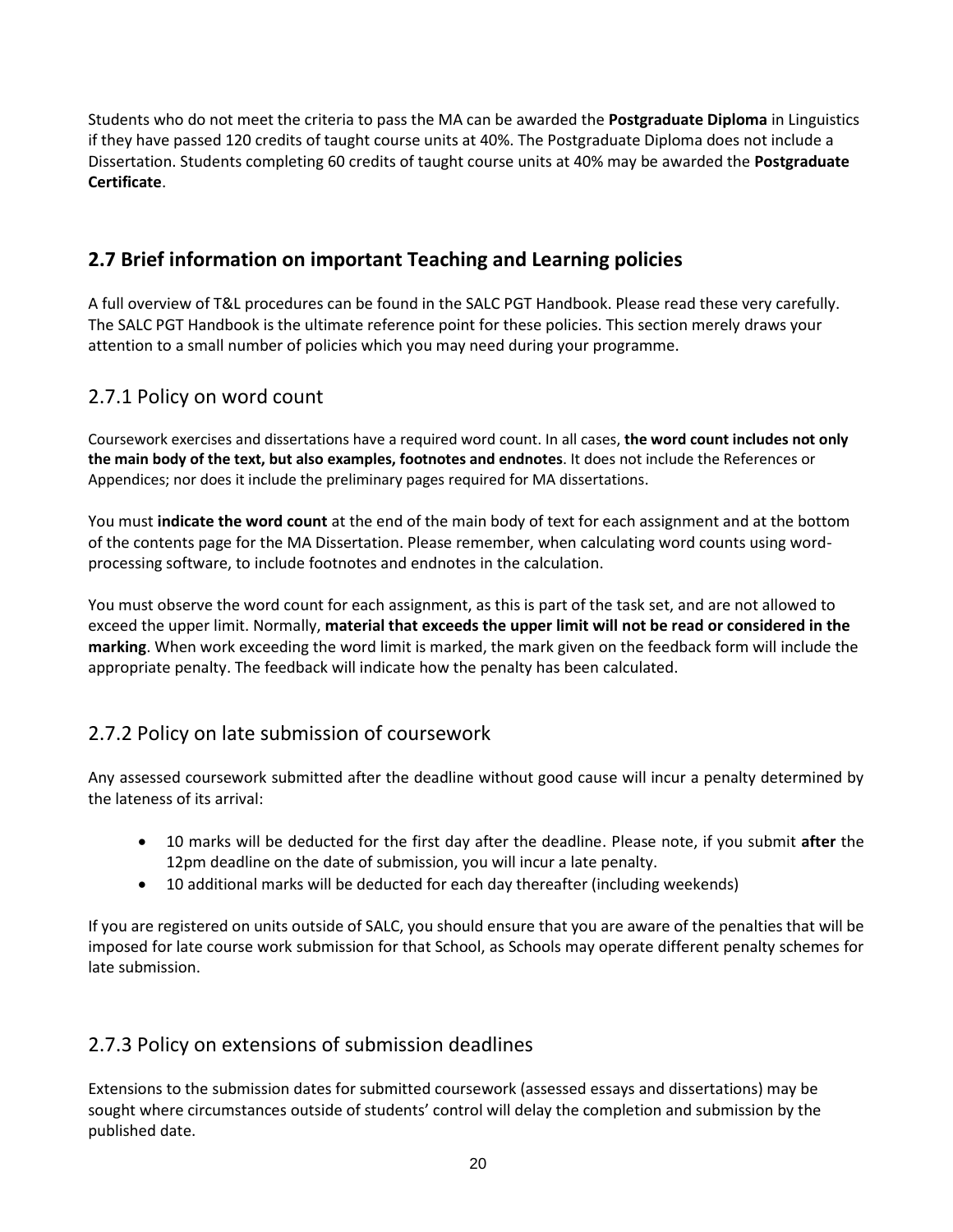Students who do not meet the criteria to pass the MA can be awarded the **Postgraduate Diploma** in Linguistics if they have passed 120 credits of taught course units at 40%. The Postgraduate Diploma does not include a Dissertation. Students completing 60 credits of taught course units at 40% may be awarded the **Postgraduate Certificate**.

## 2.7 Brief information on important Teaching and Learning policies

A full overview of T&L procedures can be found in the SALC PGT Handbook. Please read these very carefully. The SALC PGT Handbook is the ultimate reference point for these policies. This section merely draws your attention to a small number of policies which you may need during your programme.

### 2.7.1 Policy on word count

Coursework exercises and dissertations have a required word count. In all cases, **the word count includes not only the main body of the text, but also examples, footnotes and endnotes**. It does not include the References or Appendices; nor does it include the preliminary pages required for MA dissertations.

You must **indicate the word count** at the end of the main body of text for each assignment and at the bottom of the contents page for the MA Dissertation. Please remember, when calculating word counts using word-processing software, to include footnotes and endnotes in the calculation.

You must observe the word count for each assignment, as this is part of the task set, and are not allowed to exceed the upper limit. Normally, **material that exceeds the upper limit will not be read or considered in the marking**. When work exceeding the word limit is marked, the mark given on the feedback form will include the appropriate penalty. The feedback will indicate how the penalty has been calculated.

### 2.7.2 Policy on late submission of coursework

Any assessed coursework submitted after the deadline without good cause will incur a penalty determined by the lateness of its arrival:

- 10 marks will be deducted for the first day after the deadline. Please note, if you submit **after** the 12pm deadline on the date of submission, you will incur a late penalty.
- 10 additional marks will be deducted for each day thereafter (including weekends)

If you are registered on units outside of SALC, you should ensure that you are aware of the penalties that will be imposed for late course work submission for that School, as Schools may operate different penalty schemes for late submission.

### 2.7.3 Policy on extensions of submission deadlines

Extensions to the submission dates for submitted coursework (assessed essays and dissertations) may be sought where circumstances outside of students' control will delay the completion and submission by the published date.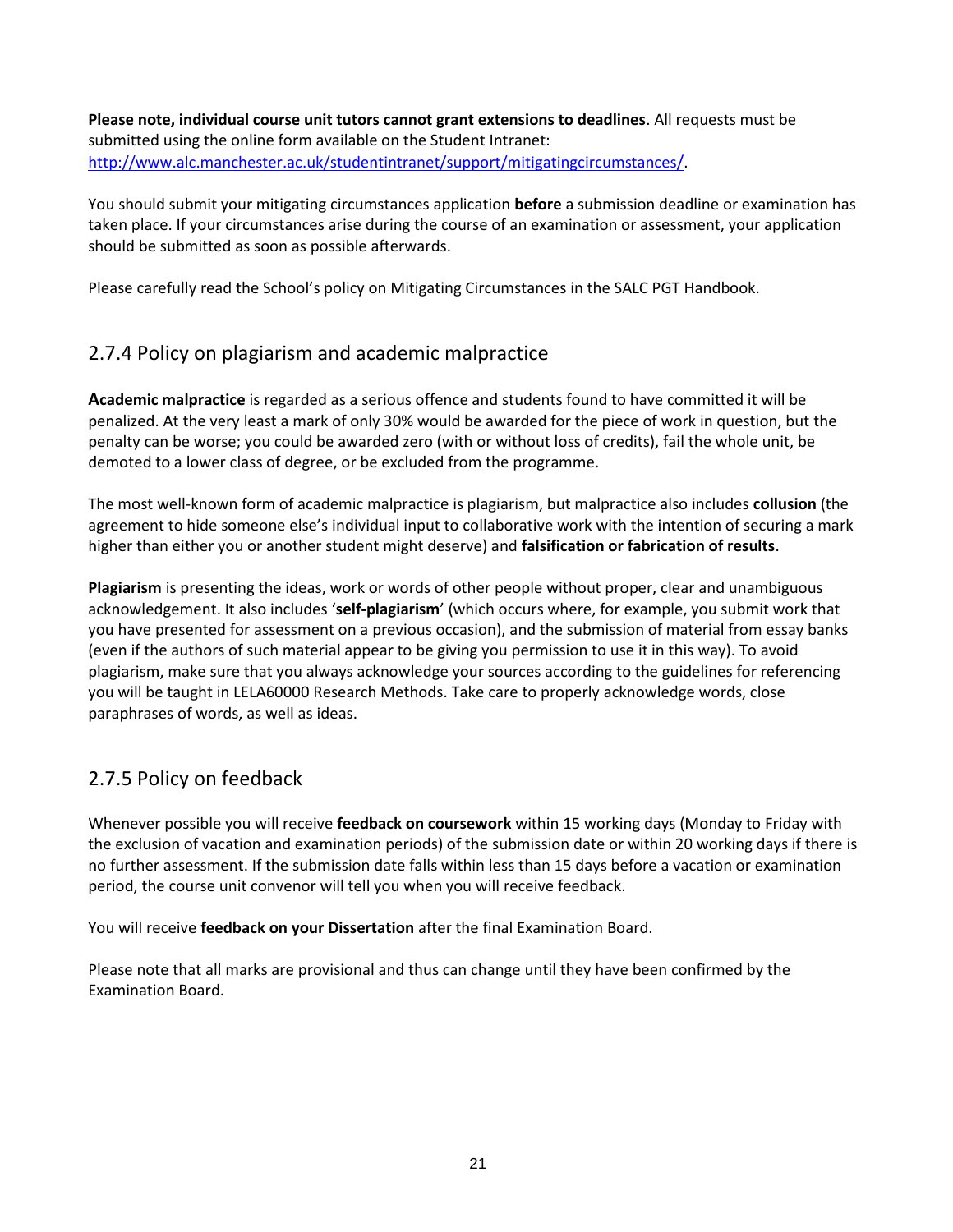**Please note, individual course unit tutors cannot grant extensions to deadlines**. All requests must be submitted using the online form available on the Student Intranet: [http://www.alc.manchester.ac.uk/studentintranet/support/mitigatingcircumstances/](http://www.alc.manchester.ac.uk/studentintranet/support/mitigatingcircumstances/).

You should submit your mitigating circumstances application **before** a submission deadline or examination has taken place. If your circumstances arise during the course of an examination or assessment, your application should be submitted as soon as possible afterwards.

Please carefully read the School's policy on Mitigating Circumstances in the SALC PGT Handbook.

## 2.7.4 Policy on plagiarism and academic malpractice

**Academic malpractice** is regarded as a serious offence and students found to have committed it will be penalized. At the very least a mark of only 30% would be awarded for the piece of work in question, but the penalty can be worse; you could be awarded zero (with or without loss of credits), fail the whole unit, be demoted to a lower class of degree, or be excluded from the programme.

The most well-known form of academic malpractice is plagiarism, but malpractice also includes **collusion** (the agreement to hide someone else's individual input to collaborative work with the intention of securing a mark higher than either you or another student might deserve) and **falsification or fabrication of results**.

**Plagiarism** is presenting the ideas, work or words of other people without proper, clear and unambiguous acknowledgement. It also includes '**self-plagiarism**' (which occurs where, for example, you submit work that you have presented for assessment on a previous occasion), and the submission of material from essay banks (even if the authors of such material appear to be giving you permission to use it in this way). To avoid plagiarism, make sure that you always acknowledge your sources according to the guidelines for referencing you will be taught in LELA60000 Research Methods. Take care to properly acknowledge words, close paraphrases of words, as well as ideas.

## 2.7.5 Policy on feedback

Whenever possible you will receive **feedback on coursework** within 15 working days (Monday to Friday with the exclusion of vacation and examination periods) of the submission date or within 20 working days if there is no further assessment. If the submission date falls within less than 15 days before a vacation or examination period, the course unit convenor will tell you when you will receive feedback.

You will receive **feedback on your Dissertation** after the final Examination Board.

Please note that all marks are provisional and thus can change until they have been confirmed by the Examination Board.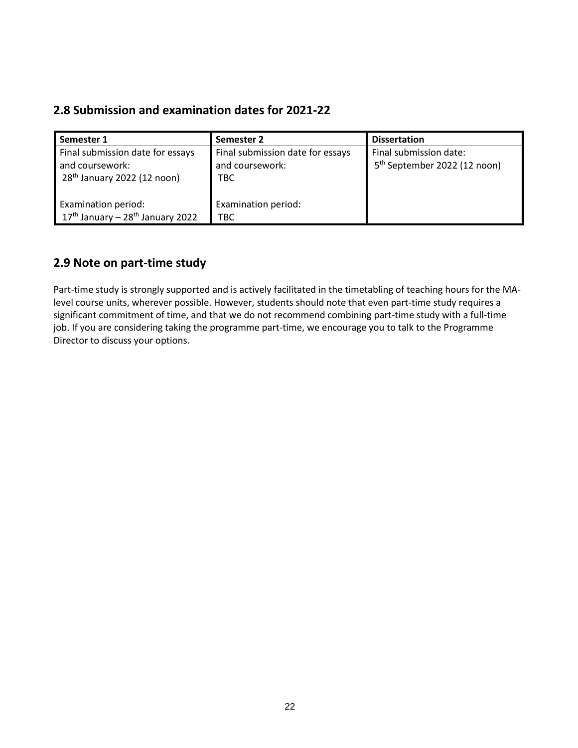## 2.8 Submission and examination dates for 2021-22

| Semester 1 | Semester 2 | Dissertation |
| --- | --- | --- |
| Final submission date for essays and coursework:<br>28th January 2022 (12 noon)<br><br>Examination period:<br>17th January – 28th January 2022 | Final submission date for essays and coursework:<br>TBC<br><br>Examination period:<br>TBC | Final submission date:<br>5th September 2022 (12 noon) |

## 2.9 Note on part-time study

Part-time study is strongly supported and is actively facilitated in the timetabling of teaching hours for the MA-level course units, wherever possible. However, students should note that even part-time study requires a significant commitment of time, and that we do not recommend combining part-time study with a full-time job. If you are considering taking the programme part-time, we encourage you to talk to the Programme Director to discuss your options.